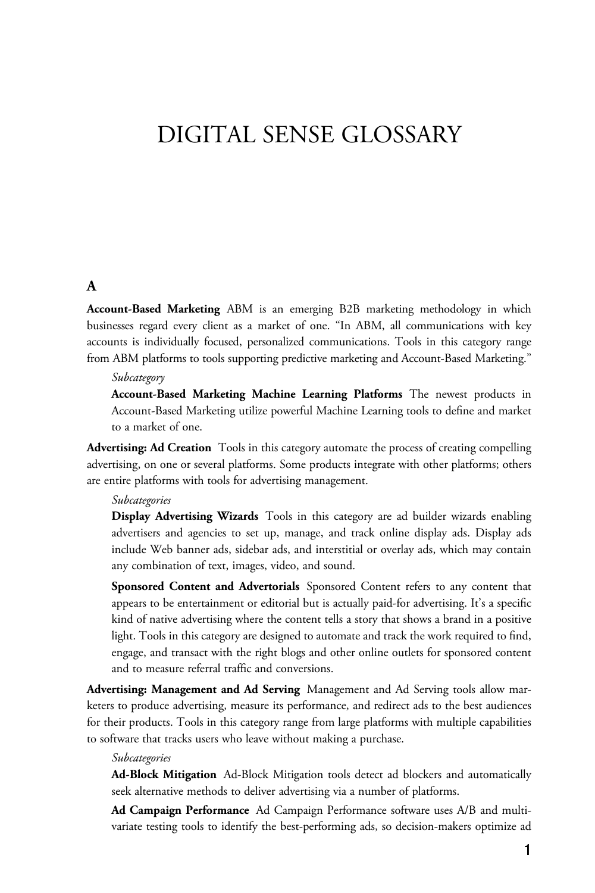# DIGITAL SENSE GLOSSARY

## A

**Account-Based Marketing** ABM is an emerging B2B marketing methodology in which businesses regard every client as a market of one. "In ABM, all communications with key accounts is individually focused, personalized communications. Tools in this category range from ABM platforms to tools supporting predictive marketing and Account-Based Marketing."

*Subcategory*

**Account-Based Marketing Machine Learning Platforms** The newest products in Account-Based Marketing utilize powerful Machine Learning tools to define and market to a market of one.

**Advertising: Ad Creation** Tools in this category automate the process of creating compelling advertising, on one or several platforms. Some products integrate with other platforms; others are entire platforms with tools for advertising management.

*Subcategories*

**Display Advertising Wizards** Tools in this category are ad builder wizards enabling advertisers and agencies to set up, manage, and track online display ads. Display ads include Web banner ads, sidebar ads, and interstitial or overlay ads, which may contain any combination of text, images, video, and sound.

**Sponsored Content and Advertorials** Sponsored Content refers to any content that appears to be entertainment or editorial but is actually paid-for advertising. It's a specific kind of native advertising where the content tells a story that shows a brand in a positive light. Tools in this category are designed to automate and track the work required to find, engage, and transact with the right blogs and other online outlets for sponsored content and to measure referral traffic and conversions.

**Advertising: Management and Ad Serving** Management and Ad Serving tools allow marketers to produce advertising, measure its performance, and redirect ads to the best audiences for their products. Tools in this category range from large platforms with multiple capabilities to software that tracks users who leave without making a purchase.

*Subcategories*

**Ad-Block Mitigation** Ad-Block Mitigation tools detect ad blockers and automatically seek alternative methods to deliver advertising via a number of platforms.

**Ad Campaign Performance** Ad Campaign Performance software uses A/B and multivariate testing tools to identify the best-performing ads, so decision-makers optimize ad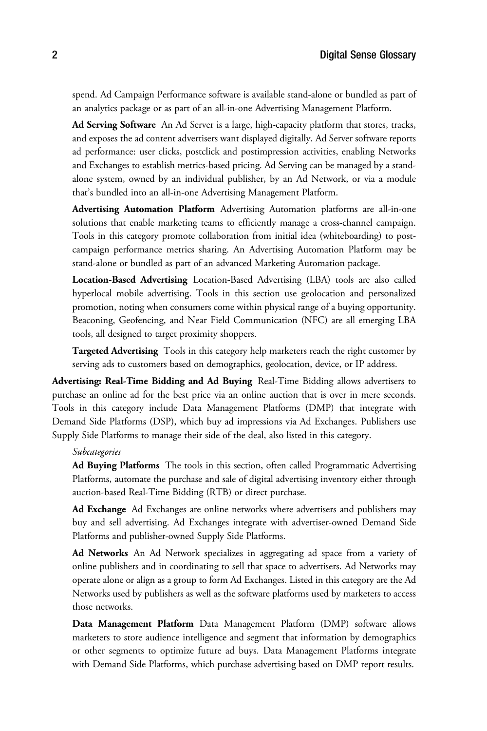spend. Ad Campaign Performance software is available stand-alone or bundled as part of an analytics package or as part of an all-in-one Advertising Management Platform.

**Ad Serving Software** An Ad Server is a large, high-capacity platform that stores, tracks, and exposes the ad content advertisers want displayed digitally. Ad Server software reports ad performance: user clicks, postclick and postimpression activities, enabling Networks and Exchanges to establish metrics-based pricing. Ad Serving can be managed by a stand-alone system, owned by an individual publisher, by an Ad Network, or via a module that's bundled into an all-in-one Advertising Management Platform.

**Advertising Automation Platform** Advertising Automation platforms are all-in-one solutions that enable marketing teams to efficiently manage a cross-channel campaign. Tools in this category promote collaboration from initial idea (whiteboarding) to post-campaign performance metrics sharing. An Advertising Automation Platform may be stand-alone or bundled as part of an advanced Marketing Automation package.

**Location-Based Advertising** Location-Based Advertising (LBA) tools are also called hyperlocal mobile advertising. Tools in this section use geolocation and personalized promotion, noting when consumers come within physical range of a buying opportunity. Beaconing, Geofencing, and Near Field Communication (NFC) are all emerging LBA tools, all designed to target proximity shoppers.

**Targeted Advertising** Tools in this category help marketers reach the right customer by serving ads to customers based on demographics, geolocation, device, or IP address.

**Advertising: Real-Time Bidding and Ad Buying** Real-Time Bidding allows advertisers to purchase an online ad for the best price via an online auction that is over in mere seconds. Tools in this category include Data Management Platforms (DMP) that integrate with Demand Side Platforms (DSP), which buy ad impressions via Ad Exchanges. Publishers use Supply Side Platforms to manage their side of the deal, also listed in this category.

*Subcategories*

**Ad Buying Platforms** The tools in this section, often called Programmatic Advertising Platforms, automate the purchase and sale of digital advertising inventory either through auction-based Real-Time Bidding (RTB) or direct purchase.

**Ad Exchange** Ad Exchanges are online networks where advertisers and publishers may buy and sell advertising. Ad Exchanges integrate with advertiser-owned Demand Side Platforms and publisher-owned Supply Side Platforms.

**Ad Networks** An Ad Network specializes in aggregating ad space from a variety of online publishers and in coordinating to sell that space to advertisers. Ad Networks may operate alone or align as a group to form Ad Exchanges. Listed in this category are the Ad Networks used by publishers as well as the software platforms used by marketers to access those networks.

**Data Management Platform** Data Management Platform (DMP) software allows marketers to store audience intelligence and segment that information by demographics or other segments to optimize future ad buys. Data Management Platforms integrate with Demand Side Platforms, which purchase advertising based on DMP report results.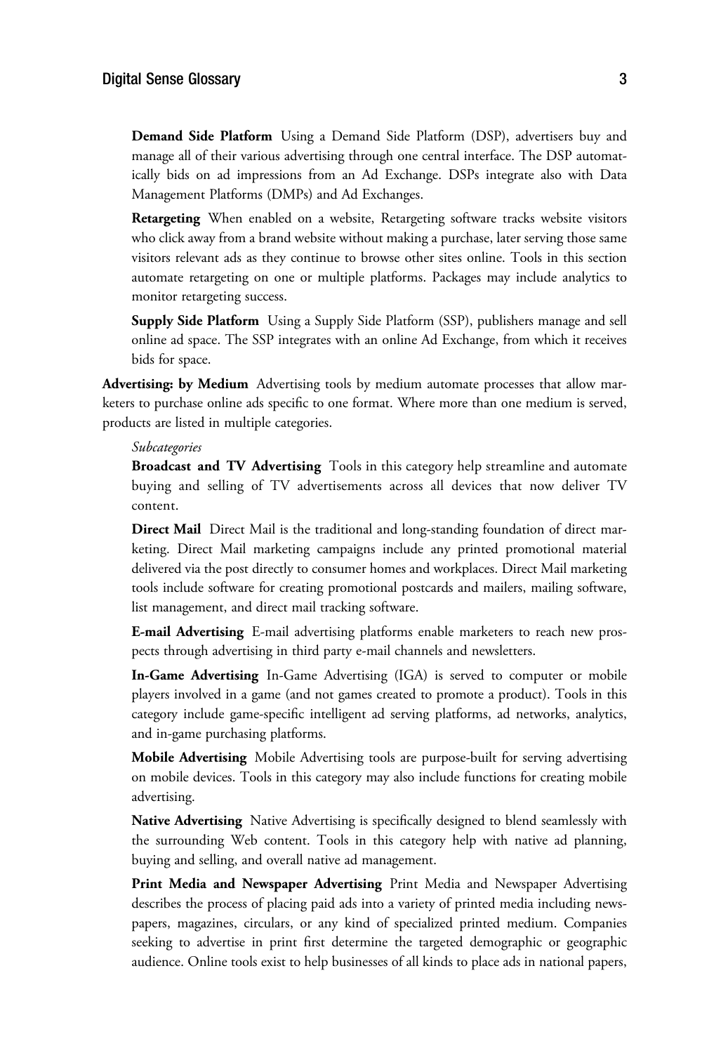**Demand Side Platform** Using a Demand Side Platform (DSP), advertisers buy and manage all of their various advertising through one central interface. The DSP automatically bids on ad impressions from an Ad Exchange. DSPs integrate also with Data Management Platforms (DMPs) and Ad Exchanges.

**Retargeting** When enabled on a website, Retargeting software tracks website visitors who click away from a brand website without making a purchase, later serving those same visitors relevant ads as they continue to browse other sites online. Tools in this section automate retargeting on one or multiple platforms. Packages may include analytics to monitor retargeting success.

**Supply Side Platform** Using a Supply Side Platform (SSP), publishers manage and sell online ad space. The SSP integrates with an online Ad Exchange, from which it receives bids for space.

**Advertising: by Medium** Advertising tools by medium automate processes that allow marketers to purchase online ads specific to one format. Where more than one medium is served, products are listed in multiple categories.

*Subcategories*

**Broadcast and TV Advertising** Tools in this category help streamline and automate buying and selling of TV advertisements across all devices that now deliver TV content.

**Direct Mail** Direct Mail is the traditional and long-standing foundation of direct marketing. Direct Mail marketing campaigns include any printed promotional material delivered via the post directly to consumer homes and workplaces. Direct Mail marketing tools include software for creating promotional postcards and mailers, mailing software, list management, and direct mail tracking software.

**E-mail Advertising** E-mail advertising platforms enable marketers to reach new prospects through advertising in third party e-mail channels and newsletters.

**In-Game Advertising** In-Game Advertising (IGA) is served to computer or mobile players involved in a game (and not games created to promote a product). Tools in this category include game-specific intelligent ad serving platforms, ad networks, analytics, and in-game purchasing platforms.

**Mobile Advertising** Mobile Advertising tools are purpose-built for serving advertising on mobile devices. Tools in this category may also include functions for creating mobile advertising.

**Native Advertising** Native Advertising is specifically designed to blend seamlessly with the surrounding Web content. Tools in this category help with native ad planning, buying and selling, and overall native ad management.

**Print Media and Newspaper Advertising** Print Media and Newspaper Advertising describes the process of placing paid ads into a variety of printed media including newspapers, magazines, circulars, or any kind of specialized printed medium. Companies seeking to advertise in print first determine the targeted demographic or geographic audience. Online tools exist to help businesses of all kinds to place ads in national papers,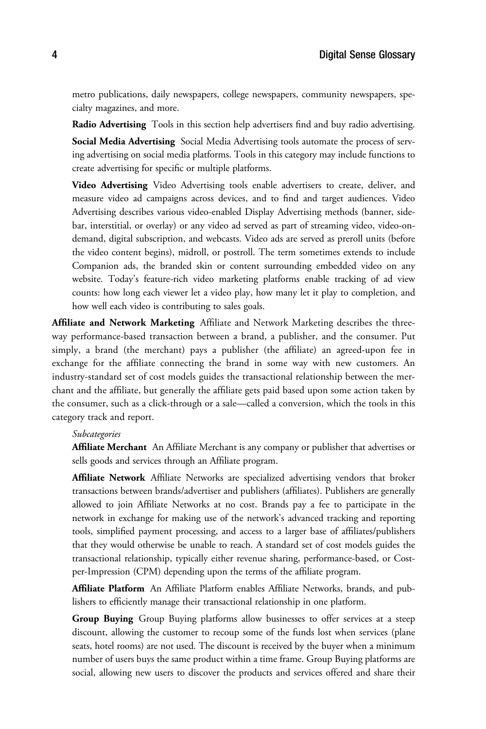metro publications, daily newspapers, college newspapers, community newspapers, specialty magazines, and more.

**Radio Advertising** Tools in this section help advertisers find and buy radio advertising.

**Social Media Advertising** Social Media Advertising tools automate the process of serving advertising on social media platforms. Tools in this category may include functions to create advertising for specific or multiple platforms.

**Video Advertising** Video Advertising tools enable advertisers to create, deliver, and measure video ad campaigns across devices, and to find and target audiences. Video Advertising describes various video-enabled Display Advertising methods (banner, sidebar, interstitial, or overlay) or any video ad served as part of streaming video, video-on-demand, digital subscription, and webcasts. Video ads are served as preroll units (before the video content begins), midroll, or postroll. The term sometimes extends to include Companion ads, the branded skin or content surrounding embedded video on any website. Today's feature-rich video marketing platforms enable tracking of ad view counts: how long each viewer let a video play, how many let it play to completion, and how well each video is contributing to sales goals.

**Affiliate and Network Marketing** Affiliate and Network Marketing describes the three-way performance-based transaction between a brand, a publisher, and the consumer. Put simply, a brand (the merchant) pays a publisher (the affiliate) an agreed-upon fee in exchange for the affiliate connecting the brand in some way with new customers. An industry-standard set of cost models guides the transactional relationship between the merchant and the affiliate, but generally the affiliate gets paid based upon some action taken by the consumer, such as a click-through or a sale—called a conversion, which the tools in this category track and report.

*Subcategories*

**Affiliate Merchant** An Affiliate Merchant is any company or publisher that advertises or sells goods and services through an Affiliate program.

**Affiliate Network** Affiliate Networks are specialized advertising vendors that broker transactions between brands/advertiser and publishers (affiliates). Publishers are generally allowed to join Affiliate Networks at no cost. Brands pay a fee to participate in the network in exchange for making use of the network's advanced tracking and reporting tools, simplified payment processing, and access to a larger base of affiliates/publishers that they would otherwise be unable to reach. A standard set of cost models guides the transactional relationship, typically either revenue sharing, performance-based, or Cost-per-Impression (CPM) depending upon the terms of the affiliate program.

**Affiliate Platform** An Affiliate Platform enables Affiliate Networks, brands, and publishers to efficiently manage their transactional relationship in one platform.

**Group Buying** Group Buying platforms allow businesses to offer services at a steep discount, allowing the customer to recoup some of the funds lost when services (plane seats, hotel rooms) are not used. The discount is received by the buyer when a minimum number of users buys the same product within a time frame. Group Buying platforms are social, allowing new users to discover the products and services offered and share their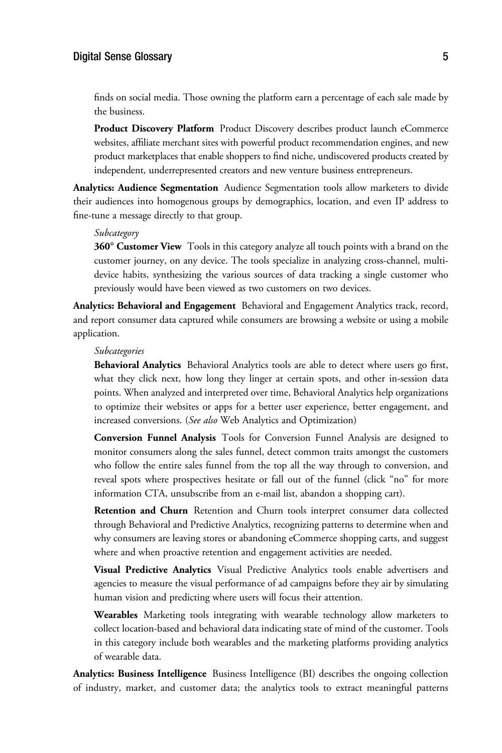finds on social media. Those owning the platform earn a percentage of each sale made by the business.

**Product Discovery Platform** Product Discovery describes product launch eCommerce websites, affiliate merchant sites with powerful product recommendation engines, and new product marketplaces that enable shoppers to find niche, undiscovered products created by independent, underrepresented creators and new venture business entrepreneurs.

**Analytics: Audience Segmentation** Audience Segmentation tools allow marketers to divide their audiences into homogenous groups by demographics, location, and even IP address to fine-tune a message directly to that group.

*Subcategory*

**360° Customer View** Tools in this category analyze all touch points with a brand on the customer journey, on any device. The tools specialize in analyzing cross-channel, multi-device habits, synthesizing the various sources of data tracking a single customer who previously would have been viewed as two customers on two devices.

**Analytics: Behavioral and Engagement** Behavioral and Engagement Analytics track, record, and report consumer data captured while consumers are browsing a website or using a mobile application.

*Subcategories*

**Behavioral Analytics** Behavioral Analytics tools are able to detect where users go first, what they click next, how long they linger at certain spots, and other in-session data points. When analyzed and interpreted over time, Behavioral Analytics help organizations to optimize their websites or apps for a better user experience, better engagement, and increased conversions. (*See also* Web Analytics and Optimization)

**Conversion Funnel Analysis** Tools for Conversion Funnel Analysis are designed to monitor consumers along the sales funnel, detect common traits amongst the customers who follow the entire sales funnel from the top all the way through to conversion, and reveal spots where prospectives hesitate or fall out of the funnel (click "no" for more information CTA, unsubscribe from an e-mail list, abandon a shopping cart).

**Retention and Churn** Retention and Churn tools interpret consumer data collected through Behavioral and Predictive Analytics, recognizing patterns to determine when and why consumers are leaving stores or abandoning eCommerce shopping carts, and suggest where and when proactive retention and engagement activities are needed.

**Visual Predictive Analytics** Visual Predictive Analytics tools enable advertisers and agencies to measure the visual performance of ad campaigns before they air by simulating human vision and predicting where users will focus their attention.

**Wearables** Marketing tools integrating with wearable technology allow marketers to collect location-based and behavioral data indicating state of mind of the customer. Tools in this category include both wearables and the marketing platforms providing analytics of wearable data.

**Analytics: Business Intelligence** Business Intelligence (BI) describes the ongoing collection of industry, market, and customer data; the analytics tools to extract meaningful patterns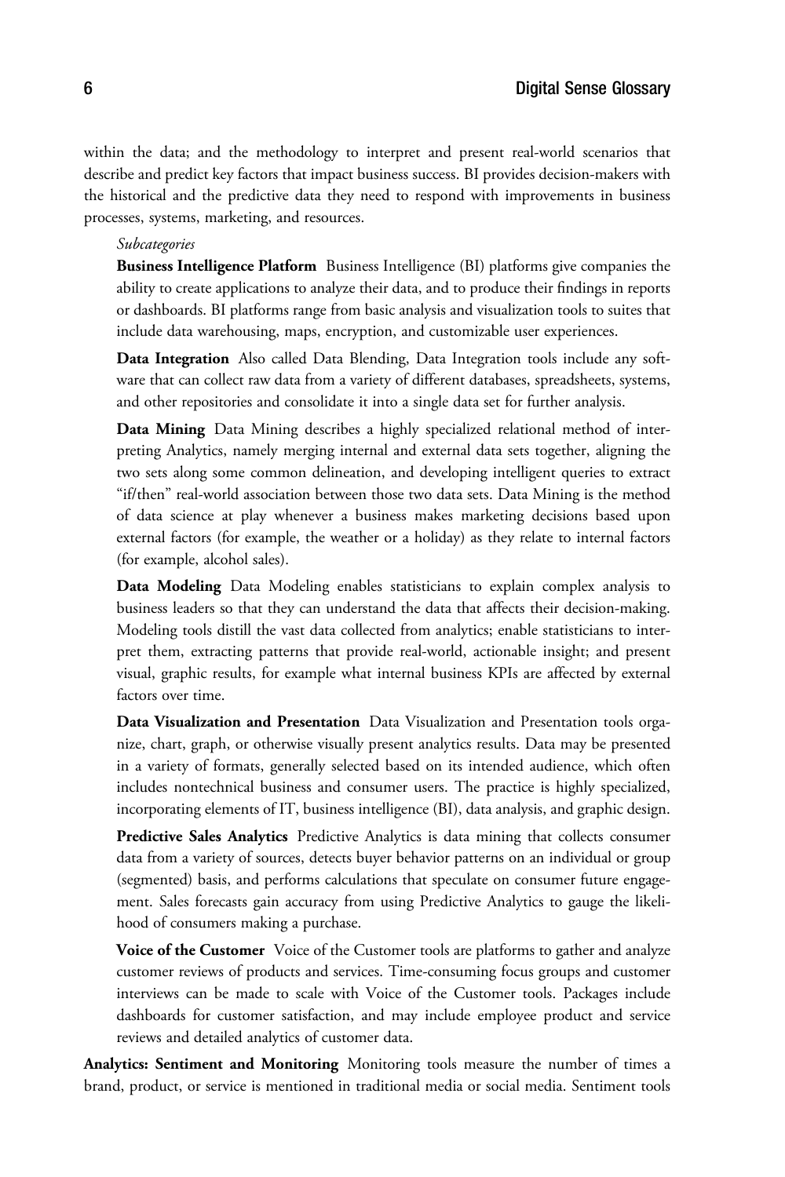within the data; and the methodology to interpret and present real-world scenarios that describe and predict key factors that impact business success. BI provides decision-makers with the historical and the predictive data they need to respond with improvements in business processes, systems, marketing, and resources.

*Subcategories*

**Business Intelligence Platform** Business Intelligence (BI) platforms give companies the ability to create applications to analyze their data, and to produce their findings in reports or dashboards. BI platforms range from basic analysis and visualization tools to suites that include data warehousing, maps, encryption, and customizable user experiences.

**Data Integration** Also called Data Blending, Data Integration tools include any software that can collect raw data from a variety of different databases, spreadsheets, systems, and other repositories and consolidate it into a single data set for further analysis.

**Data Mining** Data Mining describes a highly specialized relational method of interpreting Analytics, namely merging internal and external data sets together, aligning the two sets along some common delineation, and developing intelligent queries to extract "if/then" real-world association between those two data sets. Data Mining is the method of data science at play whenever a business makes marketing decisions based upon external factors (for example, the weather or a holiday) as they relate to internal factors (for example, alcohol sales).

**Data Modeling** Data Modeling enables statisticians to explain complex analysis to business leaders so that they can understand the data that affects their decision-making. Modeling tools distill the vast data collected from analytics; enable statisticians to interpret them, extracting patterns that provide real-world, actionable insight; and present visual, graphic results, for example what internal business KPIs are affected by external factors over time.

**Data Visualization and Presentation** Data Visualization and Presentation tools organize, chart, graph, or otherwise visually present analytics results. Data may be presented in a variety of formats, generally selected based on its intended audience, which often includes nontechnical business and consumer users. The practice is highly specialized, incorporating elements of IT, business intelligence (BI), data analysis, and graphic design.

**Predictive Sales Analytics** Predictive Analytics is data mining that collects consumer data from a variety of sources, detects buyer behavior patterns on an individual or group (segmented) basis, and performs calculations that speculate on consumer future engagement. Sales forecasts gain accuracy from using Predictive Analytics to gauge the likelihood of consumers making a purchase.

**Voice of the Customer** Voice of the Customer tools are platforms to gather and analyze customer reviews of products and services. Time-consuming focus groups and customer interviews can be made to scale with Voice of the Customer tools. Packages include dashboards for customer satisfaction, and may include employee product and service reviews and detailed analytics of customer data.

**Analytics: Sentiment and Monitoring** Monitoring tools measure the number of times a brand, product, or service is mentioned in traditional media or social media. Sentiment tools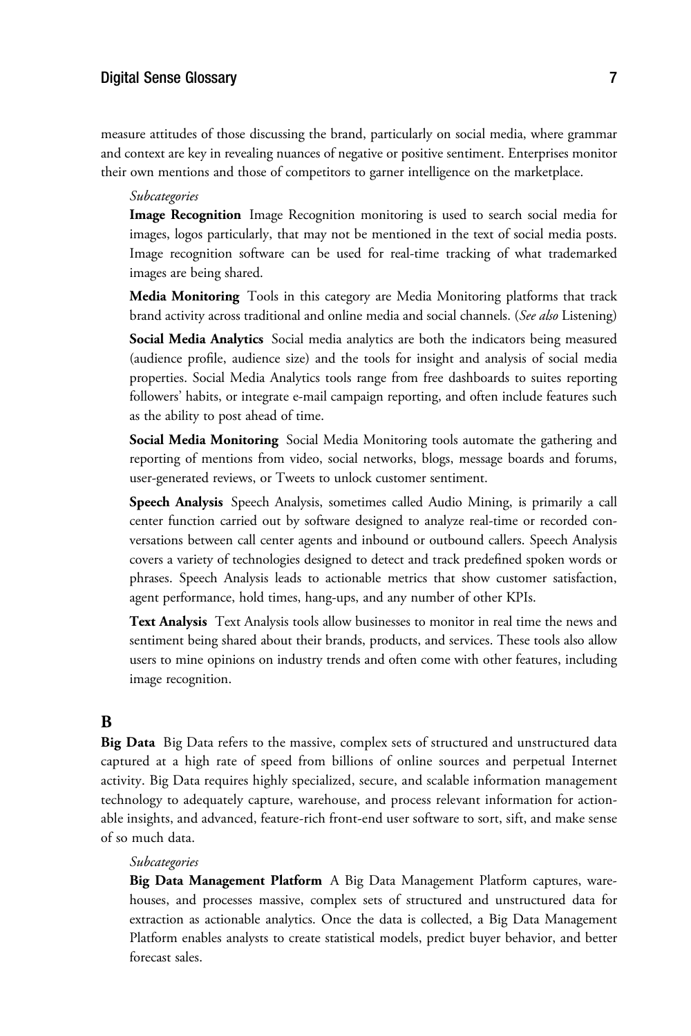measure attitudes of those discussing the brand, particularly on social media, where grammar and context are key in revealing nuances of negative or positive sentiment. Enterprises monitor their own mentions and those of competitors to garner intelligence on the marketplace.

*Subcategories*

**Image Recognition** Image Recognition monitoring is used to search social media for images, logos particularly, that may not be mentioned in the text of social media posts. Image recognition software can be used for real-time tracking of what trademarked images are being shared.

**Media Monitoring** Tools in this category are Media Monitoring platforms that track brand activity across traditional and online media and social channels. (*See also* Listening)

**Social Media Analytics** Social media analytics are both the indicators being measured (audience profile, audience size) and the tools for insight and analysis of social media properties. Social Media Analytics tools range from free dashboards to suites reporting followers' habits, or integrate e-mail campaign reporting, and often include features such as the ability to post ahead of time.

**Social Media Monitoring** Social Media Monitoring tools automate the gathering and reporting of mentions from video, social networks, blogs, message boards and forums, user-generated reviews, or Tweets to unlock customer sentiment.

**Speech Analysis** Speech Analysis, sometimes called Audio Mining, is primarily a call center function carried out by software designed to analyze real-time or recorded conversations between call center agents and inbound or outbound callers. Speech Analysis covers a variety of technologies designed to detect and track predefined spoken words or phrases. Speech Analysis leads to actionable metrics that show customer satisfaction, agent performance, hold times, hang-ups, and any number of other KPIs.

**Text Analysis** Text Analysis tools allow businesses to monitor in real time the news and sentiment being shared about their brands, products, and services. These tools also allow users to mine opinions on industry trends and often come with other features, including image recognition.

## B

**Big Data** Big Data refers to the massive, complex sets of structured and unstructured data captured at a high rate of speed from billions of online sources and perpetual Internet activity. Big Data requires highly specialized, secure, and scalable information management technology to adequately capture, warehouse, and process relevant information for actionable insights, and advanced, feature-rich front-end user software to sort, sift, and make sense of so much data.

*Subcategories*

**Big Data Management Platform** A Big Data Management Platform captures, warehouses, and processes massive, complex sets of structured and unstructured data for extraction as actionable analytics. Once the data is collected, a Big Data Management Platform enables analysts to create statistical models, predict buyer behavior, and better forecast sales.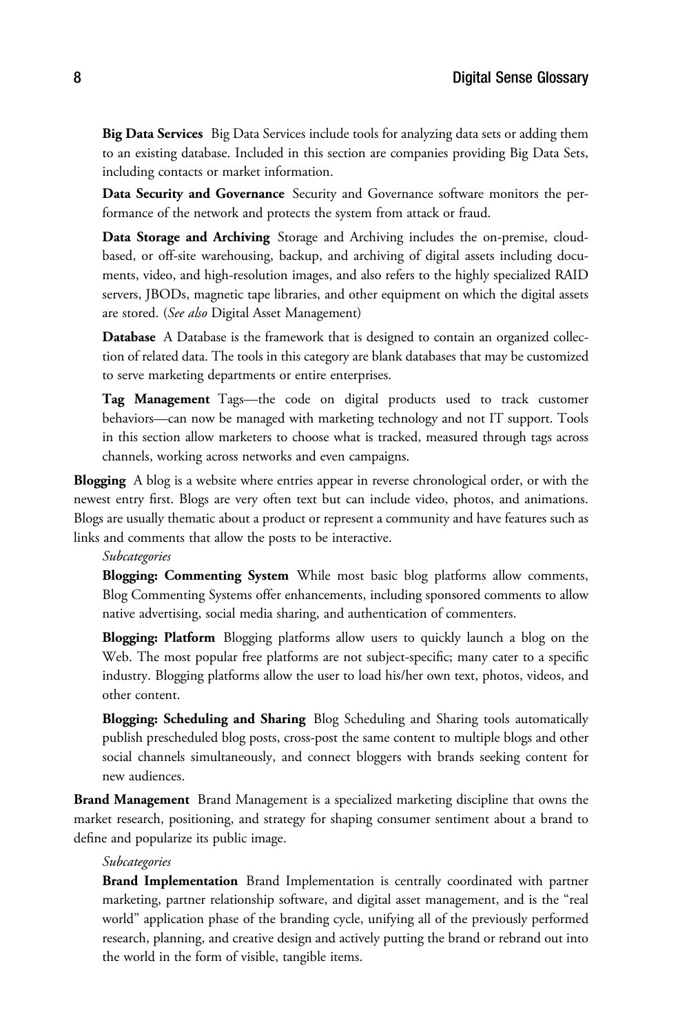**Big Data Services** Big Data Services include tools for analyzing data sets or adding them to an existing database. Included in this section are companies providing Big Data Sets, including contacts or market information.

**Data Security and Governance** Security and Governance software monitors the performance of the network and protects the system from attack or fraud.

**Data Storage and Archiving** Storage and Archiving includes the on-premise, cloud-based, or off-site warehousing, backup, and archiving of digital assets including documents, video, and high-resolution images, and also refers to the highly specialized RAID servers, JBODs, magnetic tape libraries, and other equipment on which the digital assets are stored. (*See also* Digital Asset Management)

**Database** A Database is the framework that is designed to contain an organized collection of related data. The tools in this category are blank databases that may be customized to serve marketing departments or entire enterprises.

**Tag Management** Tags—the code on digital products used to track customer behaviors—can now be managed with marketing technology and not IT support. Tools in this section allow marketers to choose what is tracked, measured through tags across channels, working across networks and even campaigns.

**Blogging** A blog is a website where entries appear in reverse chronological order, or with the newest entry first. Blogs are very often text but can include video, photos, and animations. Blogs are usually thematic about a product or represent a community and have features such as links and comments that allow the posts to be interactive.

*Subcategories*

**Blogging: Commenting System** While most basic blog platforms allow comments, Blog Commenting Systems offer enhancements, including sponsored comments to allow native advertising, social media sharing, and authentication of commenters.

**Blogging: Platform** Blogging platforms allow users to quickly launch a blog on the Web. The most popular free platforms are not subject-specific; many cater to a specific industry. Blogging platforms allow the user to load his/her own text, photos, videos, and other content.

**Blogging: Scheduling and Sharing** Blog Scheduling and Sharing tools automatically publish prescheduled blog posts, cross-post the same content to multiple blogs and other social channels simultaneously, and connect bloggers with brands seeking content for new audiences.

**Brand Management** Brand Management is a specialized marketing discipline that owns the market research, positioning, and strategy for shaping consumer sentiment about a brand to define and popularize its public image.

*Subcategories*

**Brand Implementation** Brand Implementation is centrally coordinated with partner marketing, partner relationship software, and digital asset management, and is the "real world" application phase of the branding cycle, unifying all of the previously performed research, planning, and creative design and actively putting the brand or rebrand out into the world in the form of visible, tangible items.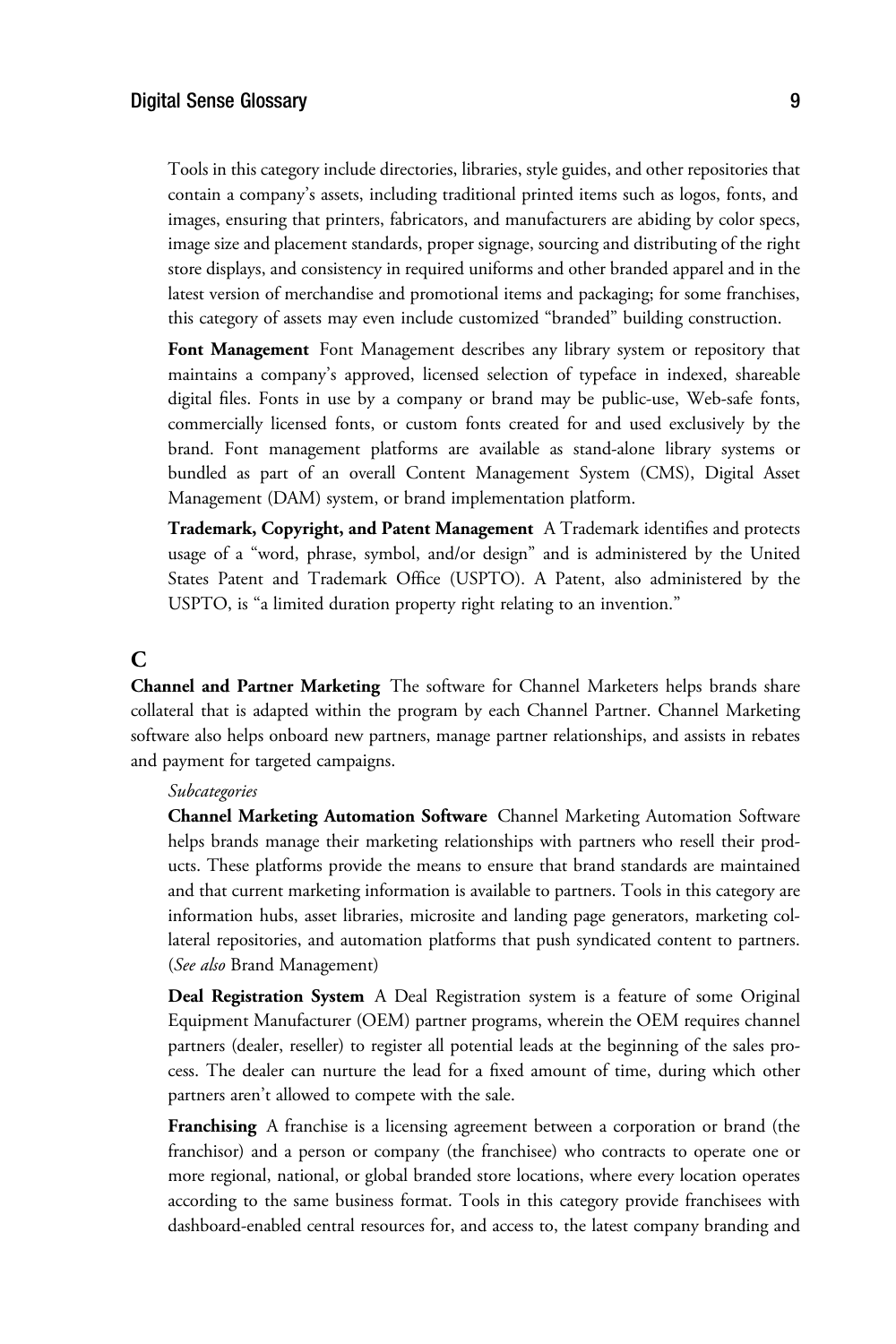Tools in this category include directories, libraries, style guides, and other repositories that contain a company's assets, including traditional printed items such as logos, fonts, and images, ensuring that printers, fabricators, and manufacturers are abiding by color specs, image size and placement standards, proper signage, sourcing and distributing of the right store displays, and consistency in required uniforms and other branded apparel and in the latest version of merchandise and promotional items and packaging; for some franchises, this category of assets may even include customized "branded" building construction.

**Font Management** Font Management describes any library system or repository that maintains a company's approved, licensed selection of typeface in indexed, shareable digital files. Fonts in use by a company or brand may be public-use, Web-safe fonts, commercially licensed fonts, or custom fonts created for and used exclusively by the brand. Font management platforms are available as stand-alone library systems or bundled as part of an overall Content Management System (CMS), Digital Asset Management (DAM) system, or brand implementation platform.

**Trademark, Copyright, and Patent Management** A Trademark identifies and protects usage of a "word, phrase, symbol, and/or design" and is administered by the United States Patent and Trademark Office (USPTO). A Patent, also administered by the USPTO, is "a limited duration property right relating to an invention."

## C

**Channel and Partner Marketing** The software for Channel Marketers helps brands share collateral that is adapted within the program by each Channel Partner. Channel Marketing software also helps onboard new partners, manage partner relationships, and assists in rebates and payment for targeted campaigns.

*Subcategories*

**Channel Marketing Automation Software** Channel Marketing Automation Software helps brands manage their marketing relationships with partners who resell their products. These platforms provide the means to ensure that brand standards are maintained and that current marketing information is available to partners. Tools in this category are information hubs, asset libraries, microsite and landing page generators, marketing collateral repositories, and automation platforms that push syndicated content to partners. (*See also* Brand Management)

**Deal Registration System** A Deal Registration system is a feature of some Original Equipment Manufacturer (OEM) partner programs, wherein the OEM requires channel partners (dealer, reseller) to register all potential leads at the beginning of the sales process. The dealer can nurture the lead for a fixed amount of time, during which other partners aren't allowed to compete with the sale.

**Franchising** A franchise is a licensing agreement between a corporation or brand (the franchisor) and a person or company (the franchisee) who contracts to operate one or more regional, national, or global branded store locations, where every location operates according to the same business format. Tools in this category provide franchisees with dashboard-enabled central resources for, and access to, the latest company branding and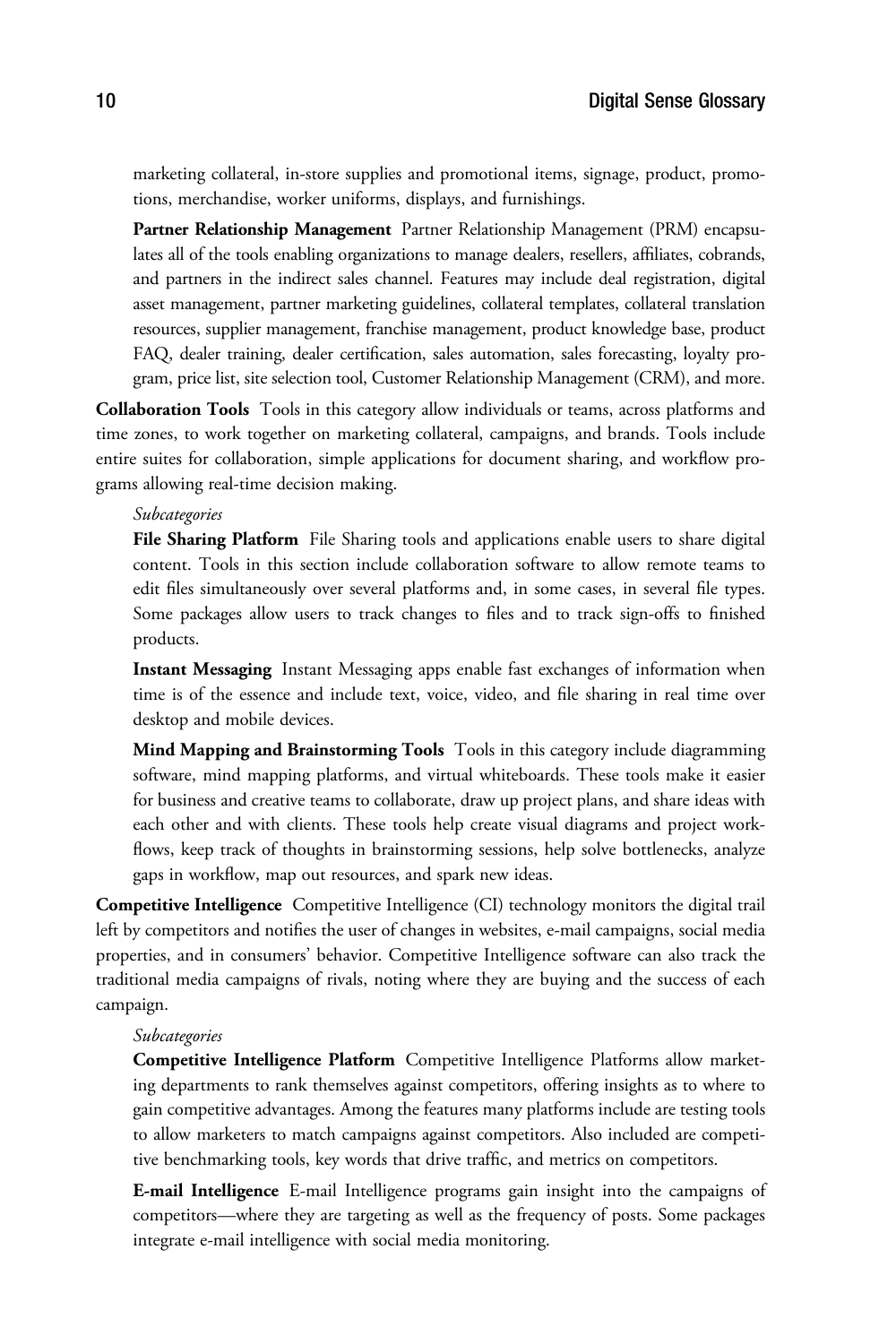marketing collateral, in-store supplies and promotional items, signage, product, promotions, merchandise, worker uniforms, displays, and furnishings.

**Partner Relationship Management** Partner Relationship Management (PRM) encapsulates all of the tools enabling organizations to manage dealers, resellers, affiliates, cobrands, and partners in the indirect sales channel. Features may include deal registration, digital asset management, partner marketing guidelines, collateral templates, collateral translation resources, supplier management, franchise management, product knowledge base, product FAQ, dealer training, dealer certification, sales automation, sales forecasting, loyalty program, price list, site selection tool, Customer Relationship Management (CRM), and more.

**Collaboration Tools** Tools in this category allow individuals or teams, across platforms and time zones, to work together on marketing collateral, campaigns, and brands. Tools include entire suites for collaboration, simple applications for document sharing, and workflow programs allowing real-time decision making.

*Subcategories*

**File Sharing Platform** File Sharing tools and applications enable users to share digital content. Tools in this section include collaboration software to allow remote teams to edit files simultaneously over several platforms and, in some cases, in several file types. Some packages allow users to track changes to files and to track sign-offs to finished products.

**Instant Messaging** Instant Messaging apps enable fast exchanges of information when time is of the essence and include text, voice, video, and file sharing in real time over desktop and mobile devices.

**Mind Mapping and Brainstorming Tools** Tools in this category include diagramming software, mind mapping platforms, and virtual whiteboards. These tools make it easier for business and creative teams to collaborate, draw up project plans, and share ideas with each other and with clients. These tools help create visual diagrams and project workflows, keep track of thoughts in brainstorming sessions, help solve bottlenecks, analyze gaps in workflow, map out resources, and spark new ideas.

**Competitive Intelligence** Competitive Intelligence (CI) technology monitors the digital trail left by competitors and notifies the user of changes in websites, e-mail campaigns, social media properties, and in consumers' behavior. Competitive Intelligence software can also track the traditional media campaigns of rivals, noting where they are buying and the success of each campaign.

*Subcategories*

**Competitive Intelligence Platform** Competitive Intelligence Platforms allow marketing departments to rank themselves against competitors, offering insights as to where to gain competitive advantages. Among the features many platforms include are testing tools to allow marketers to match campaigns against competitors. Also included are competitive benchmarking tools, key words that drive traffic, and metrics on competitors.

**E-mail Intelligence** E-mail Intelligence programs gain insight into the campaigns of competitors—where they are targeting as well as the frequency of posts. Some packages integrate e-mail intelligence with social media monitoring.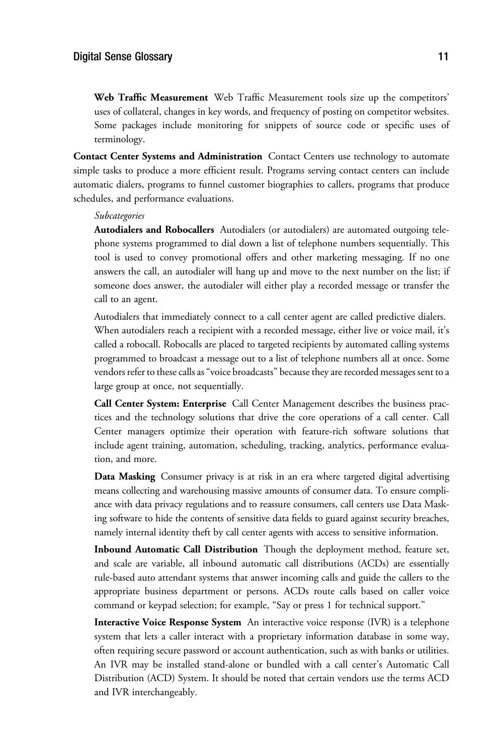**Web Traffic Measurement** Web Traffic Measurement tools size up the competitors' uses of collateral, changes in key words, and frequency of posting on competitor websites. Some packages include monitoring for snippets of source code or specific uses of terminology.

**Contact Center Systems and Administration** Contact Centers use technology to automate simple tasks to produce a more efficient result. Programs serving contact centers can include automatic dialers, programs to funnel customer biographies to callers, programs that produce schedules, and performance evaluations.

*Subcategories*

**Autodialers and Robocallers** Autodialers (or autodialers) are automated outgoing telephone systems programmed to dial down a list of telephone numbers sequentially. This tool is used to convey promotional offers and other marketing messaging. If no one answers the call, an autodialer will hang up and move to the next number on the list; if someone does answer, the autodialer will either play a recorded message or transfer the call to an agent.

Autodialers that immediately connect to a call center agent are called predictive dialers. When autodialers reach a recipient with a recorded message, either live or voice mail, it's called a robocall. Robocalls are placed to targeted recipients by automated calling systems programmed to broadcast a message out to a list of telephone numbers all at once. Some vendors refer to these calls as "voice broadcasts" because they are recorded messages sent to a large group at once, not sequentially.

**Call Center System: Enterprise** Call Center Management describes the business practices and the technology solutions that drive the core operations of a call center. Call Center managers optimize their operation with feature-rich software solutions that include agent training, automation, scheduling, tracking, analytics, performance evaluation, and more.

**Data Masking** Consumer privacy is at risk in an era where targeted digital advertising means collecting and warehousing massive amounts of consumer data. To ensure compliance with data privacy regulations and to reassure consumers, call centers use Data Masking software to hide the contents of sensitive data fields to guard against security breaches, namely internal identity theft by call center agents with access to sensitive information.

**Inbound Automatic Call Distribution** Though the deployment method, feature set, and scale are variable, all inbound automatic call distributions (ACDs) are essentially rule-based auto attendant systems that answer incoming calls and guide the callers to the appropriate business department or persons. ACDs route calls based on caller voice command or keypad selection; for example, "Say or press 1 for technical support."

**Interactive Voice Response System** An interactive voice response (IVR) is a telephone system that lets a caller interact with a proprietary information database in some way, often requiring secure password or account authentication, such as with banks or utilities. An IVR may be installed stand-alone or bundled with a call center's Automatic Call Distribution (ACD) System. It should be noted that certain vendors use the terms ACD and IVR interchangeably.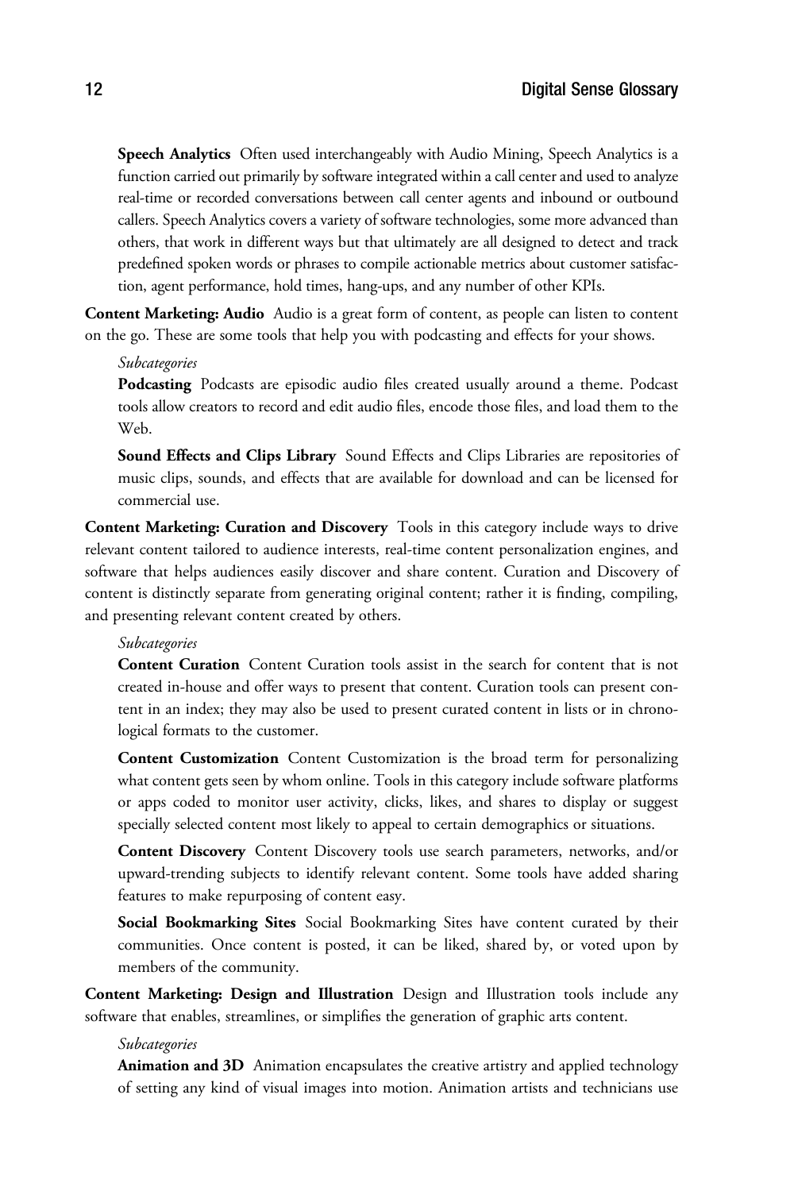**Speech Analytics** Often used interchangeably with Audio Mining, Speech Analytics is a function carried out primarily by software integrated within a call center and used to analyze real-time or recorded conversations between call center agents and inbound or outbound callers. Speech Analytics covers a variety of software technologies, some more advanced than others, that work in different ways but that ultimately are all designed to detect and track predefined spoken words or phrases to compile actionable metrics about customer satisfaction, agent performance, hold times, hang-ups, and any number of other KPIs.

**Content Marketing: Audio** Audio is a great form of content, as people can listen to content on the go. These are some tools that help you with podcasting and effects for your shows.

*Subcategories*

**Podcasting** Podcasts are episodic audio files created usually around a theme. Podcast tools allow creators to record and edit audio files, encode those files, and load them to the Web.

**Sound Effects and Clips Library** Sound Effects and Clips Libraries are repositories of music clips, sounds, and effects that are available for download and can be licensed for commercial use.

**Content Marketing: Curation and Discovery** Tools in this category include ways to drive relevant content tailored to audience interests, real-time content personalization engines, and software that helps audiences easily discover and share content. Curation and Discovery of content is distinctly separate from generating original content; rather it is finding, compiling, and presenting relevant content created by others.

*Subcategories*

**Content Curation** Content Curation tools assist in the search for content that is not created in-house and offer ways to present that content. Curation tools can present content in an index; they may also be used to present curated content in lists or in chronological formats to the customer.

**Content Customization** Content Customization is the broad term for personalizing what content gets seen by whom online. Tools in this category include software platforms or apps coded to monitor user activity, clicks, likes, and shares to display or suggest specially selected content most likely to appeal to certain demographics or situations.

**Content Discovery** Content Discovery tools use search parameters, networks, and/or upward-trending subjects to identify relevant content. Some tools have added sharing features to make repurposing of content easy.

**Social Bookmarking Sites** Social Bookmarking Sites have content curated by their communities. Once content is posted, it can be liked, shared by, or voted upon by members of the community.

**Content Marketing: Design and Illustration** Design and Illustration tools include any software that enables, streamlines, or simplifies the generation of graphic arts content.

*Subcategories*

**Animation and 3D** Animation encapsulates the creative artistry and applied technology of setting any kind of visual images into motion. Animation artists and technicians use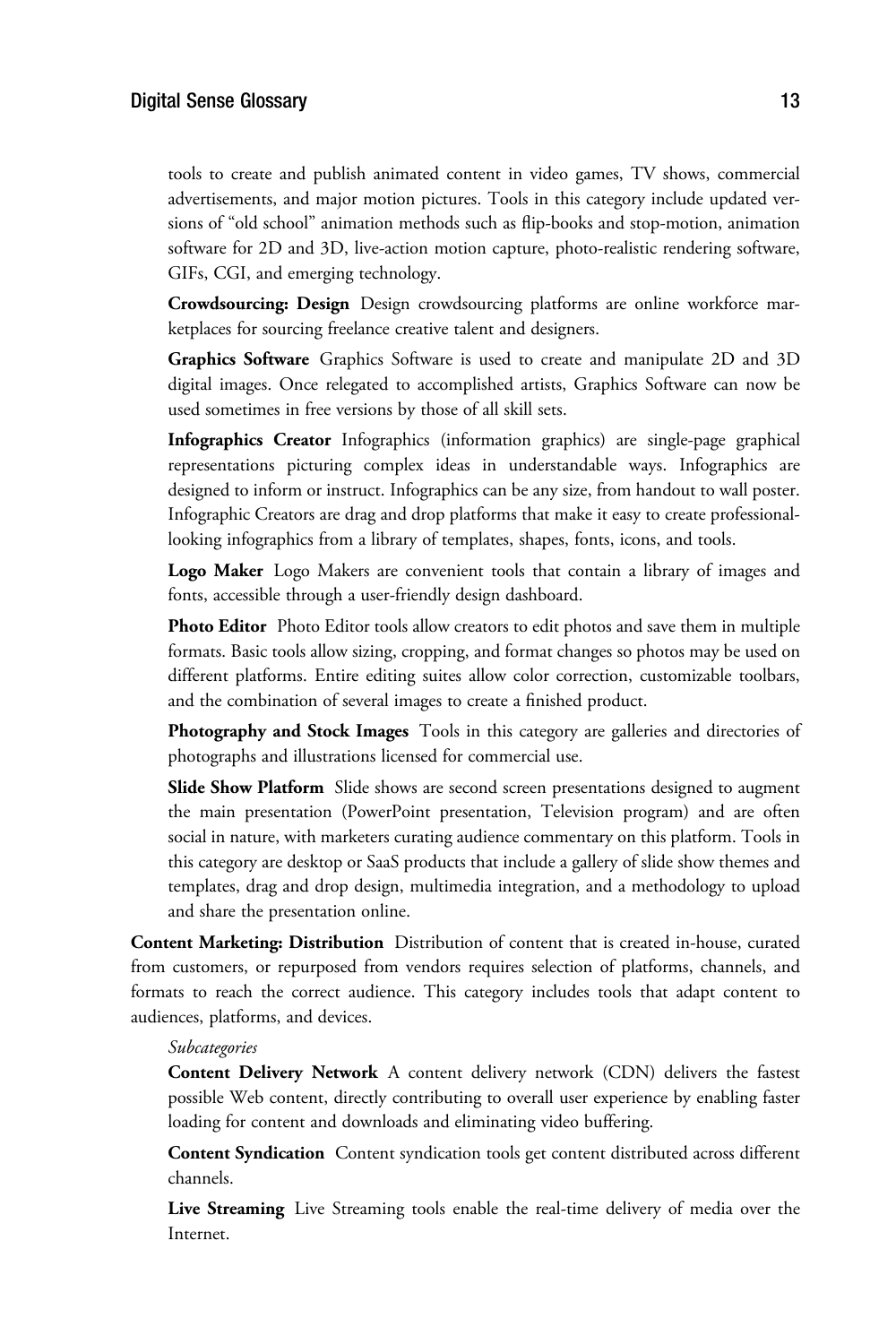tools to create and publish animated content in video games, TV shows, commercial advertisements, and major motion pictures. Tools in this category include updated versions of "old school" animation methods such as flip-books and stop-motion, animation software for 2D and 3D, live-action motion capture, photo-realistic rendering software, GIFs, CGI, and emerging technology.

**Crowdsourcing: Design** Design crowdsourcing platforms are online workforce marketplaces for sourcing freelance creative talent and designers.

**Graphics Software** Graphics Software is used to create and manipulate 2D and 3D digital images. Once relegated to accomplished artists, Graphics Software can now be used sometimes in free versions by those of all skill sets.

**Infographics Creator** Infographics (information graphics) are single-page graphical representations picturing complex ideas in understandable ways. Infographics are designed to inform or instruct. Infographics can be any size, from handout to wall poster. Infographic Creators are drag and drop platforms that make it easy to create professional-looking infographics from a library of templates, shapes, fonts, icons, and tools.

**Logo Maker** Logo Makers are convenient tools that contain a library of images and fonts, accessible through a user-friendly design dashboard.

**Photo Editor** Photo Editor tools allow creators to edit photos and save them in multiple formats. Basic tools allow sizing, cropping, and format changes so photos may be used on different platforms. Entire editing suites allow color correction, customizable toolbars, and the combination of several images to create a finished product.

**Photography and Stock Images** Tools in this category are galleries and directories of photographs and illustrations licensed for commercial use.

**Slide Show Platform** Slide shows are second screen presentations designed to augment the main presentation (PowerPoint presentation, Television program) and are often social in nature, with marketers curating audience commentary on this platform. Tools in this category are desktop or SaaS products that include a gallery of slide show themes and templates, drag and drop design, multimedia integration, and a methodology to upload and share the presentation online.

**Content Marketing: Distribution** Distribution of content that is created in-house, curated from customers, or repurposed from vendors requires selection of platforms, channels, and formats to reach the correct audience. This category includes tools that adapt content to audiences, platforms, and devices.

*Subcategories*

**Content Delivery Network** A content delivery network (CDN) delivers the fastest possible Web content, directly contributing to overall user experience by enabling faster loading for content and downloads and eliminating video buffering.

**Content Syndication** Content syndication tools get content distributed across different channels.

**Live Streaming** Live Streaming tools enable the real-time delivery of media over the Internet.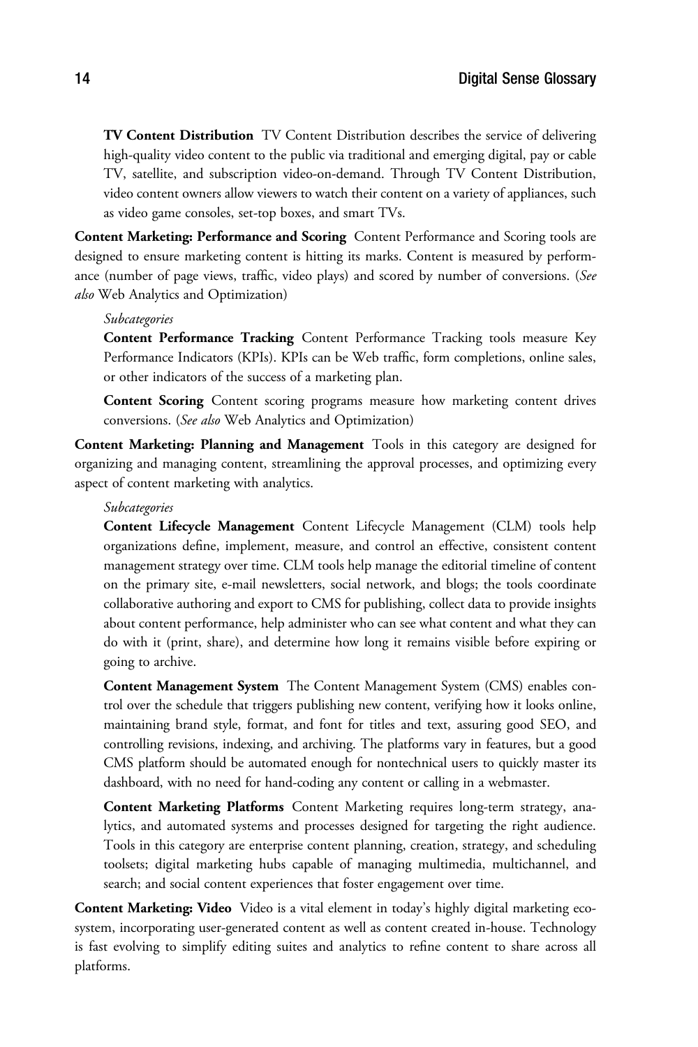**TV Content Distribution** TV Content Distribution describes the service of delivering high-quality video content to the public via traditional and emerging digital, pay or cable TV, satellite, and subscription video-on-demand. Through TV Content Distribution, video content owners allow viewers to watch their content on a variety of appliances, such as video game consoles, set-top boxes, and smart TVs.

**Content Marketing: Performance and Scoring** Content Performance and Scoring tools are designed to ensure marketing content is hitting its marks. Content is measured by performance (number of page views, traffic, video plays) and scored by number of conversions. (*See also* Web Analytics and Optimization)

*Subcategories*

**Content Performance Tracking** Content Performance Tracking tools measure Key Performance Indicators (KPIs). KPIs can be Web traffic, form completions, online sales, or other indicators of the success of a marketing plan.

**Content Scoring** Content scoring programs measure how marketing content drives conversions. (*See also* Web Analytics and Optimization)

**Content Marketing: Planning and Management** Tools in this category are designed for organizing and managing content, streamlining the approval processes, and optimizing every aspect of content marketing with analytics.

*Subcategories*

**Content Lifecycle Management** Content Lifecycle Management (CLM) tools help organizations define, implement, measure, and control an effective, consistent content management strategy over time. CLM tools help manage the editorial timeline of content on the primary site, e-mail newsletters, social network, and blogs; the tools coordinate collaborative authoring and export to CMS for publishing, collect data to provide insights about content performance, help administer who can see what content and what they can do with it (print, share), and determine how long it remains visible before expiring or going to archive.

**Content Management System** The Content Management System (CMS) enables control over the schedule that triggers publishing new content, verifying how it looks online, maintaining brand style, format, and font for titles and text, assuring good SEO, and controlling revisions, indexing, and archiving. The platforms vary in features, but a good CMS platform should be automated enough for nontechnical users to quickly master its dashboard, with no need for hand-coding any content or calling in a webmaster.

**Content Marketing Platforms** Content Marketing requires long-term strategy, analytics, and automated systems and processes designed for targeting the right audience. Tools in this category are enterprise content planning, creation, strategy, and scheduling toolsets; digital marketing hubs capable of managing multimedia, multichannel, and search; and social content experiences that foster engagement over time.

**Content Marketing: Video** Video is a vital element in today's highly digital marketing ecosystem, incorporating user-generated content as well as content created in-house. Technology is fast evolving to simplify editing suites and analytics to refine content to share across all platforms.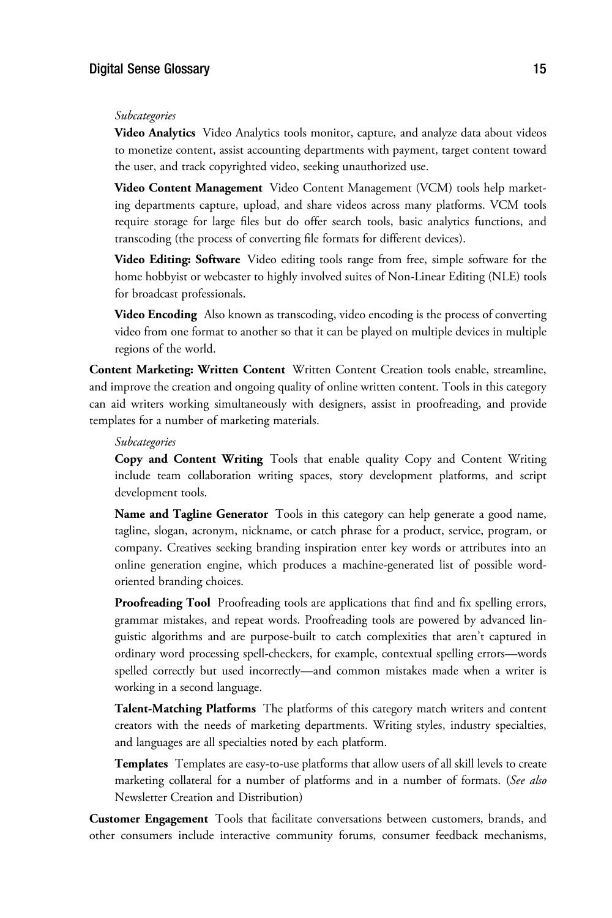*Subcategories*

**Video Analytics** Video Analytics tools monitor, capture, and analyze data about videos to monetize content, assist accounting departments with payment, target content toward the user, and track copyrighted video, seeking unauthorized use.

**Video Content Management** Video Content Management (VCM) tools help marketing departments capture, upload, and share videos across many platforms. VCM tools require storage for large files but do offer search tools, basic analytics functions, and transcoding (the process of converting file formats for different devices).

**Video Editing: Software** Video editing tools range from free, simple software for the home hobbyist or webcaster to highly involved suites of Non-Linear Editing (NLE) tools for broadcast professionals.

**Video Encoding** Also known as transcoding, video encoding is the process of converting video from one format to another so that it can be played on multiple devices in multiple regions of the world.

**Content Marketing: Written Content** Written Content Creation tools enable, streamline, and improve the creation and ongoing quality of online written content. Tools in this category can aid writers working simultaneously with designers, assist in proofreading, and provide templates for a number of marketing materials.

*Subcategories*

**Copy and Content Writing** Tools that enable quality Copy and Content Writing include team collaboration writing spaces, story development platforms, and script development tools.

**Name and Tagline Generator** Tools in this category can help generate a good name, tagline, slogan, acronym, nickname, or catch phrase for a product, service, program, or company. Creatives seeking branding inspiration enter key words or attributes into an online generation engine, which produces a machine-generated list of possible word-oriented branding choices.

**Proofreading Tool** Proofreading tools are applications that find and fix spelling errors, grammar mistakes, and repeat words. Proofreading tools are powered by advanced linguistic algorithms and are purpose-built to catch complexities that aren't captured in ordinary word processing spell-checkers, for example, contextual spelling errors—words spelled correctly but used incorrectly—and common mistakes made when a writer is working in a second language.

**Talent-Matching Platforms** The platforms of this category match writers and content creators with the needs of marketing departments. Writing styles, industry specialties, and languages are all specialties noted by each platform.

**Templates** Templates are easy-to-use platforms that allow users of all skill levels to create marketing collateral for a number of platforms and in a number of formats. (*See also* Newsletter Creation and Distribution)

**Customer Engagement** Tools that facilitate conversations between customers, brands, and other consumers include interactive community forums, consumer feedback mechanisms,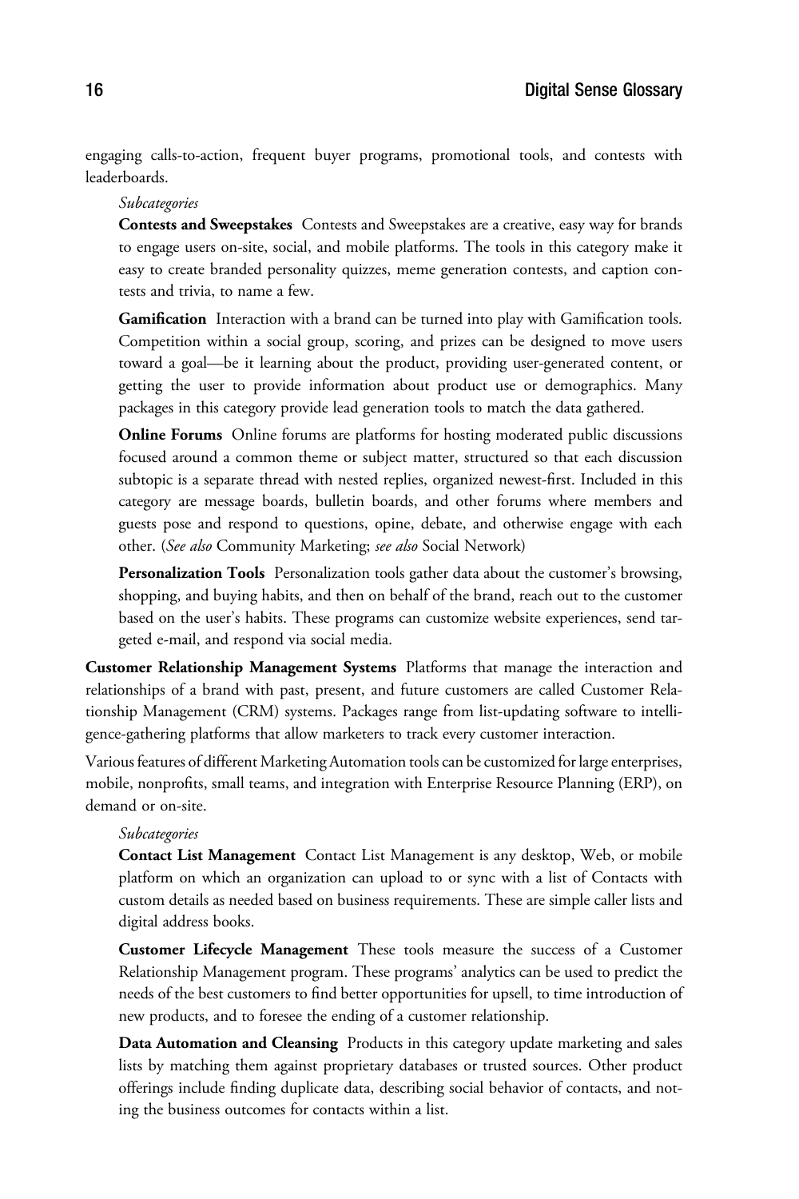engaging calls-to-action, frequent buyer programs, promotional tools, and contests with leaderboards.

*Subcategories*

**Contests and Sweepstakes** Contests and Sweepstakes are a creative, easy way for brands to engage users on-site, social, and mobile platforms. The tools in this category make it easy to create branded personality quizzes, meme generation contests, and caption contests and trivia, to name a few.

**Gamification** Interaction with a brand can be turned into play with Gamification tools. Competition within a social group, scoring, and prizes can be designed to move users toward a goal—be it learning about the product, providing user-generated content, or getting the user to provide information about product use or demographics. Many packages in this category provide lead generation tools to match the data gathered.

**Online Forums** Online forums are platforms for hosting moderated public discussions focused around a common theme or subject matter, structured so that each discussion subtopic is a separate thread with nested replies, organized newest-first. Included in this category are message boards, bulletin boards, and other forums where members and guests pose and respond to questions, opine, debate, and otherwise engage with each other. (*See also* Community Marketing; *see also* Social Network)

**Personalization Tools** Personalization tools gather data about the customer's browsing, shopping, and buying habits, and then on behalf of the brand, reach out to the customer based on the user's habits. These programs can customize website experiences, send targeted e-mail, and respond via social media.

**Customer Relationship Management Systems** Platforms that manage the interaction and relationships of a brand with past, present, and future customers are called Customer Relationship Management (CRM) systems. Packages range from list-updating software to intelligence-gathering platforms that allow marketers to track every customer interaction.

Various features of different Marketing Automation tools can be customized for large enterprises, mobile, nonprofits, small teams, and integration with Enterprise Resource Planning (ERP), on demand or on-site.

*Subcategories*

**Contact List Management** Contact List Management is any desktop, Web, or mobile platform on which an organization can upload to or sync with a list of Contacts with custom details as needed based on business requirements. These are simple caller lists and digital address books.

**Customer Lifecycle Management** These tools measure the success of a Customer Relationship Management program. These programs' analytics can be used to predict the needs of the best customers to find better opportunities for upsell, to time introduction of new products, and to foresee the ending of a customer relationship.

**Data Automation and Cleansing** Products in this category update marketing and sales lists by matching them against proprietary databases or trusted sources. Other product offerings include finding duplicate data, describing social behavior of contacts, and noting the business outcomes for contacts within a list.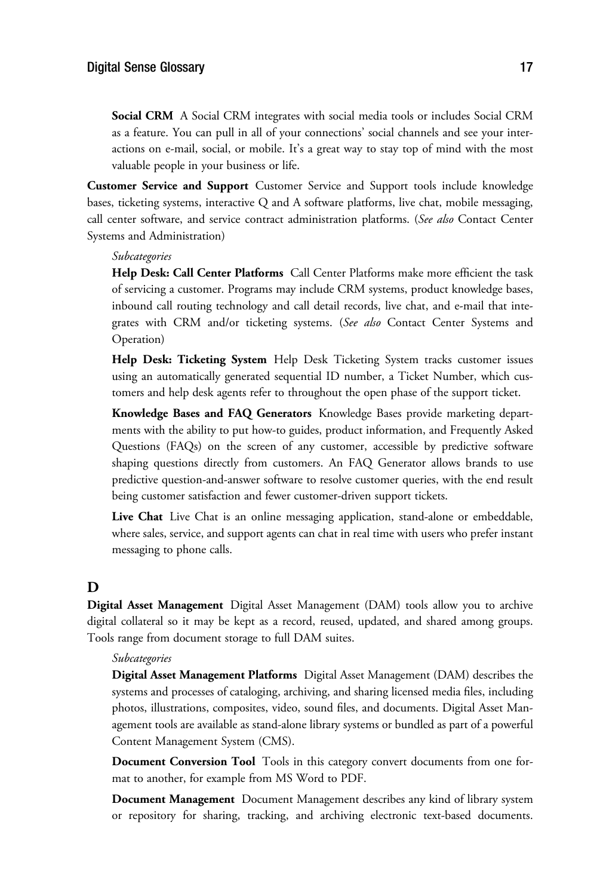**Social CRM** A Social CRM integrates with social media tools or includes Social CRM as a feature. You can pull in all of your connections' social channels and see your interactions on e-mail, social, or mobile. It's a great way to stay top of mind with the most valuable people in your business or life.

**Customer Service and Support** Customer Service and Support tools include knowledge bases, ticketing systems, interactive Q and A software platforms, live chat, mobile messaging, call center software, and service contract administration platforms. (*See also* Contact Center Systems and Administration)

*Subcategories*

**Help Desk: Call Center Platforms** Call Center Platforms make more efficient the task of servicing a customer. Programs may include CRM systems, product knowledge bases, inbound call routing technology and call detail records, live chat, and e-mail that integrates with CRM and/or ticketing systems. (*See also* Contact Center Systems and Operation)

**Help Desk: Ticketing System** Help Desk Ticketing System tracks customer issues using an automatically generated sequential ID number, a Ticket Number, which customers and help desk agents refer to throughout the open phase of the support ticket.

**Knowledge Bases and FAQ Generators** Knowledge Bases provide marketing departments with the ability to put how-to guides, product information, and Frequently Asked Questions (FAQs) on the screen of any customer, accessible by predictive software shaping questions directly from customers. An FAQ Generator allows brands to use predictive question-and-answer software to resolve customer queries, with the end result being customer satisfaction and fewer customer-driven support tickets.

**Live Chat** Live Chat is an online messaging application, stand-alone or embeddable, where sales, service, and support agents can chat in real time with users who prefer instant messaging to phone calls.

## D

**Digital Asset Management** Digital Asset Management (DAM) tools allow you to archive digital collateral so it may be kept as a record, reused, updated, and shared among groups. Tools range from document storage to full DAM suites.

*Subcategories*

**Digital Asset Management Platforms** Digital Asset Management (DAM) describes the systems and processes of cataloging, archiving, and sharing licensed media files, including photos, illustrations, composites, video, sound files, and documents. Digital Asset Management tools are available as stand-alone library systems or bundled as part of a powerful Content Management System (CMS).

**Document Conversion Tool** Tools in this category convert documents from one format to another, for example from MS Word to PDF.

**Document Management** Document Management describes any kind of library system or repository for sharing, tracking, and archiving electronic text-based documents.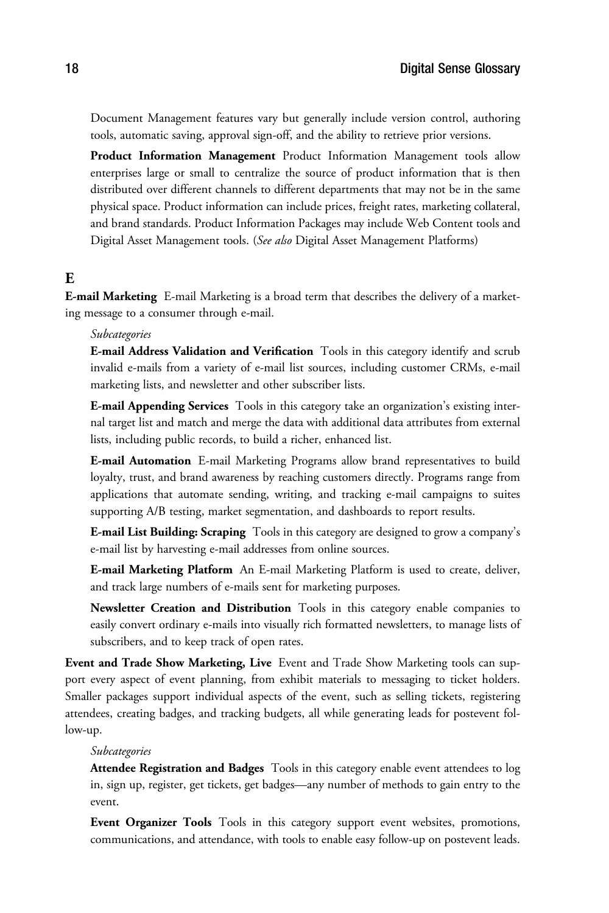Document Management features vary but generally include version control, authoring tools, automatic saving, approval sign-off, and the ability to retrieve prior versions.

**Product Information Management** Product Information Management tools allow enterprises large or small to centralize the source of product information that is then distributed over different channels to different departments that may not be in the same physical space. Product information can include prices, freight rates, marketing collateral, and brand standards. Product Information Packages may include Web Content tools and Digital Asset Management tools. (*See also* Digital Asset Management Platforms)

## E

**E-mail Marketing** E-mail Marketing is a broad term that describes the delivery of a marketing message to a consumer through e-mail.

*Subcategories*

**E-mail Address Validation and Verification** Tools in this category identify and scrub invalid e-mails from a variety of e-mail list sources, including customer CRMs, e-mail marketing lists, and newsletter and other subscriber lists.

**E-mail Appending Services** Tools in this category take an organization's existing internal target list and match and merge the data with additional data attributes from external lists, including public records, to build a richer, enhanced list.

**E-mail Automation** E-mail Marketing Programs allow brand representatives to build loyalty, trust, and brand awareness by reaching customers directly. Programs range from applications that automate sending, writing, and tracking e-mail campaigns to suites supporting A/B testing, market segmentation, and dashboards to report results.

**E-mail List Building: Scraping** Tools in this category are designed to grow a company's e-mail list by harvesting e-mail addresses from online sources.

**E-mail Marketing Platform** An E-mail Marketing Platform is used to create, deliver, and track large numbers of e-mails sent for marketing purposes.

**Newsletter Creation and Distribution** Tools in this category enable companies to easily convert ordinary e-mails into visually rich formatted newsletters, to manage lists of subscribers, and to keep track of open rates.

**Event and Trade Show Marketing, Live** Event and Trade Show Marketing tools can support every aspect of event planning, from exhibit materials to messaging to ticket holders. Smaller packages support individual aspects of the event, such as selling tickets, registering attendees, creating badges, and tracking budgets, all while generating leads for postevent follow-up.

*Subcategories*

**Attendee Registration and Badges** Tools in this category enable event attendees to log in, sign up, register, get tickets, get badges—any number of methods to gain entry to the event.

**Event Organizer Tools** Tools in this category support event websites, promotions, communications, and attendance, with tools to enable easy follow-up on postevent leads.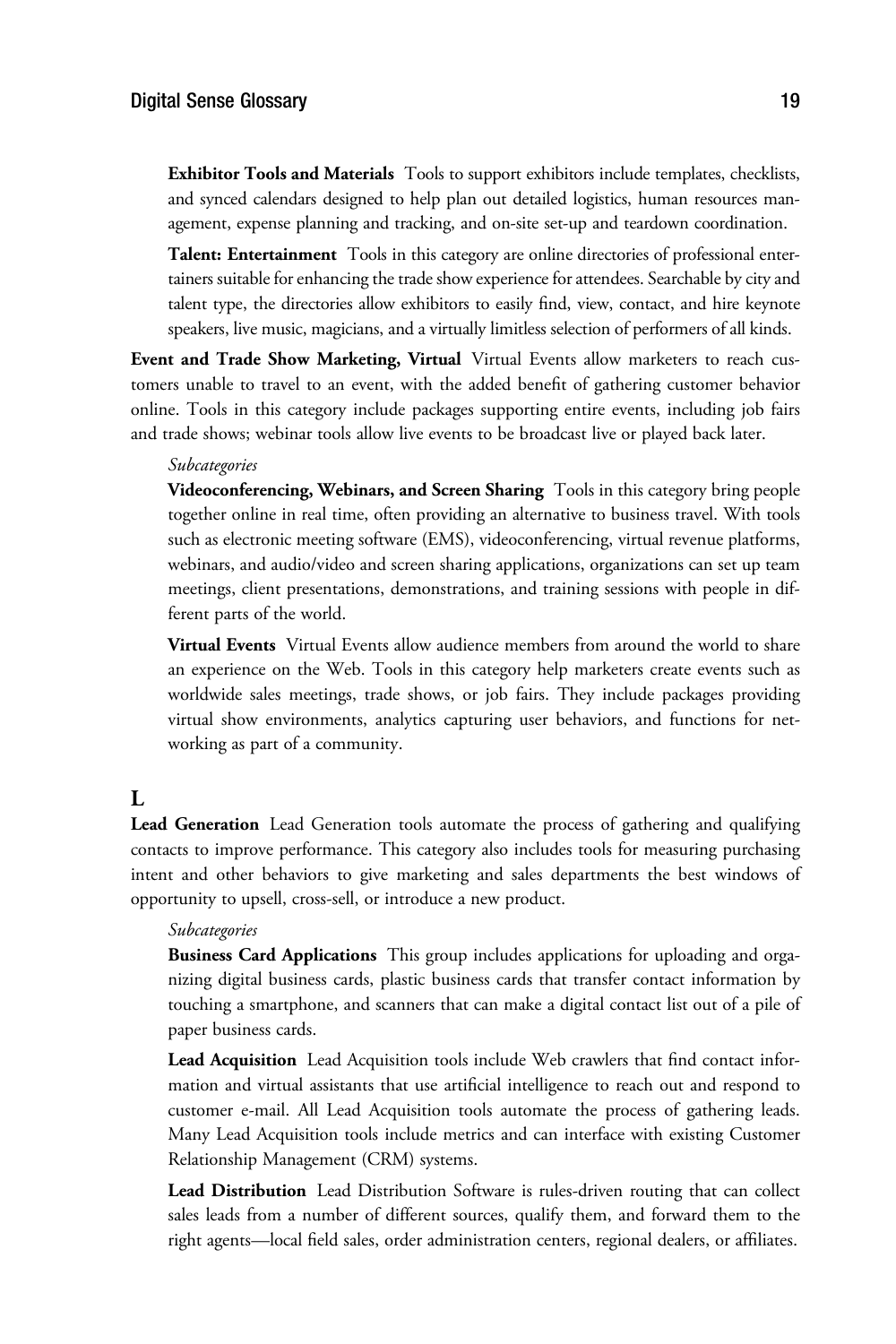**Exhibitor Tools and Materials** Tools to support exhibitors include templates, checklists, and synced calendars designed to help plan out detailed logistics, human resources management, expense planning and tracking, and on-site set-up and teardown coordination.

**Talent: Entertainment** Tools in this category are online directories of professional entertainers suitable for enhancing the trade show experience for attendees. Searchable by city and talent type, the directories allow exhibitors to easily find, view, contact, and hire keynote speakers, live music, magicians, and a virtually limitless selection of performers of all kinds.

**Event and Trade Show Marketing, Virtual** Virtual Events allow marketers to reach customers unable to travel to an event, with the added benefit of gathering customer behavior online. Tools in this category include packages supporting entire events, including job fairs and trade shows; webinar tools allow live events to be broadcast live or played back later.

*Subcategories*

**Videoconferencing, Webinars, and Screen Sharing** Tools in this category bring people together online in real time, often providing an alternative to business travel. With tools such as electronic meeting software (EMS), videoconferencing, virtual revenue platforms, webinars, and audio/video and screen sharing applications, organizations can set up team meetings, client presentations, demonstrations, and training sessions with people in different parts of the world.

**Virtual Events** Virtual Events allow audience members from around the world to share an experience on the Web. Tools in this category help marketers create events such as worldwide sales meetings, trade shows, or job fairs. They include packages providing virtual show environments, analytics capturing user behaviors, and functions for networking as part of a community.

## L

**Lead Generation** Lead Generation tools automate the process of gathering and qualifying contacts to improve performance. This category also includes tools for measuring purchasing intent and other behaviors to give marketing and sales departments the best windows of opportunity to upsell, cross-sell, or introduce a new product.

*Subcategories*

**Business Card Applications** This group includes applications for uploading and organizing digital business cards, plastic business cards that transfer contact information by touching a smartphone, and scanners that can make a digital contact list out of a pile of paper business cards.

**Lead Acquisition** Lead Acquisition tools include Web crawlers that find contact information and virtual assistants that use artificial intelligence to reach out and respond to customer e-mail. All Lead Acquisition tools automate the process of gathering leads. Many Lead Acquisition tools include metrics and can interface with existing Customer Relationship Management (CRM) systems.

**Lead Distribution** Lead Distribution Software is rules-driven routing that can collect sales leads from a number of different sources, qualify them, and forward them to the right agents—local field sales, order administration centers, regional dealers, or affiliates.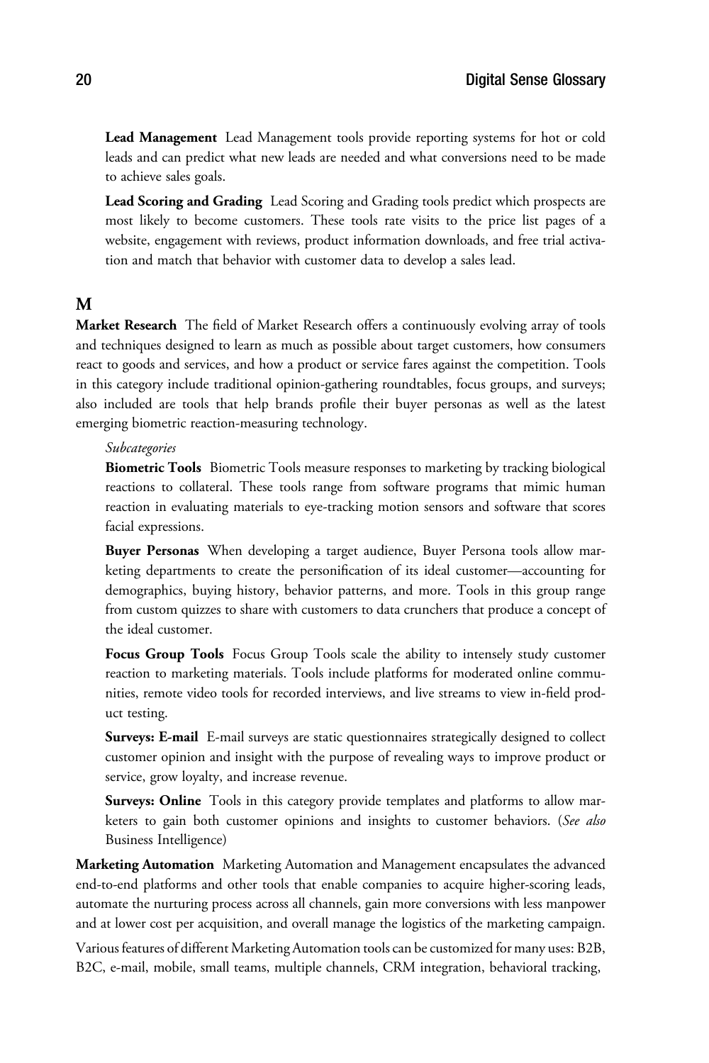**Lead Management** Lead Management tools provide reporting systems for hot or cold leads and can predict what new leads are needed and what conversions need to be made to achieve sales goals.

**Lead Scoring and Grading** Lead Scoring and Grading tools predict which prospects are most likely to become customers. These tools rate visits to the price list pages of a website, engagement with reviews, product information downloads, and free trial activation and match that behavior with customer data to develop a sales lead.

## M

**Market Research** The field of Market Research offers a continuously evolving array of tools and techniques designed to learn as much as possible about target customers, how consumers react to goods and services, and how a product or service fares against the competition. Tools in this category include traditional opinion-gathering roundtables, focus groups, and surveys; also included are tools that help brands profile their buyer personas as well as the latest emerging biometric reaction-measuring technology.

*Subcategories*

**Biometric Tools** Biometric Tools measure responses to marketing by tracking biological reactions to collateral. These tools range from software programs that mimic human reaction in evaluating materials to eye-tracking motion sensors and software that scores facial expressions.

**Buyer Personas** When developing a target audience, Buyer Persona tools allow marketing departments to create the personification of its ideal customer—accounting for demographics, buying history, behavior patterns, and more. Tools in this group range from custom quizzes to share with customers to data crunchers that produce a concept of the ideal customer.

**Focus Group Tools** Focus Group Tools scale the ability to intensely study customer reaction to marketing materials. Tools include platforms for moderated online communities, remote video tools for recorded interviews, and live streams to view in-field product testing.

**Surveys: E-mail** E-mail surveys are static questionnaires strategically designed to collect customer opinion and insight with the purpose of revealing ways to improve product or service, grow loyalty, and increase revenue.

**Surveys: Online** Tools in this category provide templates and platforms to allow marketers to gain both customer opinions and insights to customer behaviors. (*See also* Business Intelligence)

**Marketing Automation** Marketing Automation and Management encapsulates the advanced end-to-end platforms and other tools that enable companies to acquire higher-scoring leads, automate the nurturing process across all channels, gain more conversions with less manpower and at lower cost per acquisition, and overall manage the logistics of the marketing campaign.

Various features of different Marketing Automation tools can be customized for many uses: B2B, B2C, e-mail, mobile, small teams, multiple channels, CRM integration, behavioral tracking,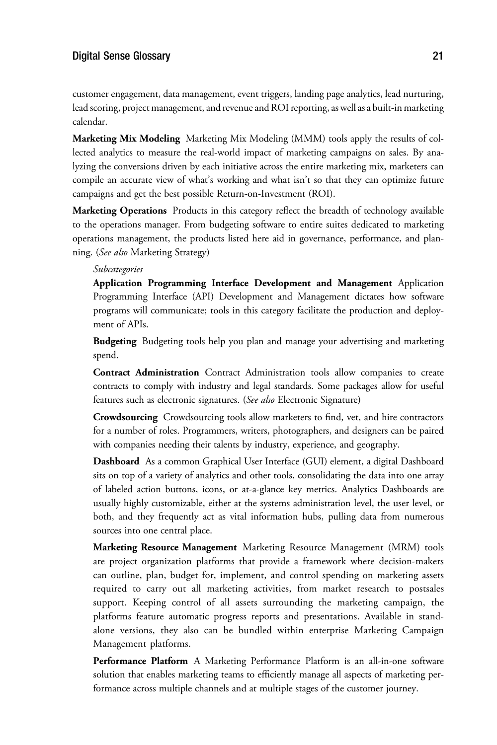customer engagement, data management, event triggers, landing page analytics, lead nurturing, lead scoring, project management, and revenue and ROI reporting, as well as a built-in marketing calendar.

**Marketing Mix Modeling** Marketing Mix Modeling (MMM) tools apply the results of collected analytics to measure the real-world impact of marketing campaigns on sales. By analyzing the conversions driven by each initiative across the entire marketing mix, marketers can compile an accurate view of what's working and what isn't so that they can optimize future campaigns and get the best possible Return-on-Investment (ROI).

**Marketing Operations** Products in this category reflect the breadth of technology available to the operations manager. From budgeting software to entire suites dedicated to marketing operations management, the products listed here aid in governance, performance, and planning. (*See also* Marketing Strategy)

*Subcategories*

**Application Programming Interface Development and Management** Application Programming Interface (API) Development and Management dictates how software programs will communicate; tools in this category facilitate the production and deployment of APIs.

**Budgeting** Budgeting tools help you plan and manage your advertising and marketing spend.

**Contract Administration** Contract Administration tools allow companies to create contracts to comply with industry and legal standards. Some packages allow for useful features such as electronic signatures. (*See also* Electronic Signature)

**Crowdsourcing** Crowdsourcing tools allow marketers to find, vet, and hire contractors for a number of roles. Programmers, writers, photographers, and designers can be paired with companies needing their talents by industry, experience, and geography.

**Dashboard** As a common Graphical User Interface (GUI) element, a digital Dashboard sits on top of a variety of analytics and other tools, consolidating the data into one array of labeled action buttons, icons, or at-a-glance key metrics. Analytics Dashboards are usually highly customizable, either at the systems administration level, the user level, or both, and they frequently act as vital information hubs, pulling data from numerous sources into one central place.

**Marketing Resource Management** Marketing Resource Management (MRM) tools are project organization platforms that provide a framework where decision-makers can outline, plan, budget for, implement, and control spending on marketing assets required to carry out all marketing activities, from market research to postsales support. Keeping control of all assets surrounding the marketing campaign, the platforms feature automatic progress reports and presentations. Available in standalone versions, they also can be bundled within enterprise Marketing Campaign Management platforms.

**Performance Platform** A Marketing Performance Platform is an all-in-one software solution that enables marketing teams to efficiently manage all aspects of marketing performance across multiple channels and at multiple stages of the customer journey.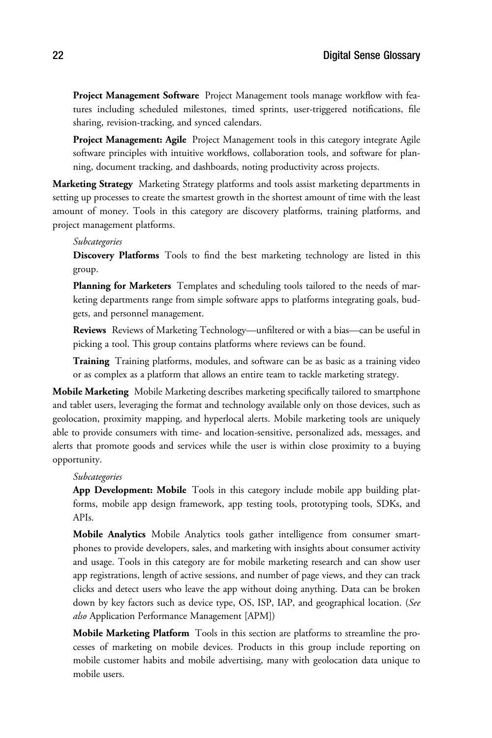**Project Management Software** Project Management tools manage workflow with features including scheduled milestones, timed sprints, user-triggered notifications, file sharing, revision-tracking, and synced calendars.

**Project Management: Agile** Project Management tools in this category integrate Agile software principles with intuitive workflows, collaboration tools, and software for planning, document tracking, and dashboards, noting productivity across projects.

**Marketing Strategy** Marketing Strategy platforms and tools assist marketing departments in setting up processes to create the smartest growth in the shortest amount of time with the least amount of money. Tools in this category are discovery platforms, training platforms, and project management platforms.

*Subcategories*

**Discovery Platforms** Tools to find the best marketing technology are listed in this group.

**Planning for Marketers** Templates and scheduling tools tailored to the needs of marketing departments range from simple software apps to platforms integrating goals, budgets, and personnel management.

**Reviews** Reviews of Marketing Technology—unfiltered or with a bias—can be useful in picking a tool. This group contains platforms where reviews can be found.

**Training** Training platforms, modules, and software can be as basic as a training video or as complex as a platform that allows an entire team to tackle marketing strategy.

**Mobile Marketing** Mobile Marketing describes marketing specifically tailored to smartphone and tablet users, leveraging the format and technology available only on those devices, such as geolocation, proximity mapping, and hyperlocal alerts. Mobile marketing tools are uniquely able to provide consumers with time- and location-sensitive, personalized ads, messages, and alerts that promote goods and services while the user is within close proximity to a buying opportunity.

*Subcategories*

**App Development: Mobile** Tools in this category include mobile app building platforms, mobile app design framework, app testing tools, prototyping tools, SDKs, and APIs.

**Mobile Analytics** Mobile Analytics tools gather intelligence from consumer smartphones to provide developers, sales, and marketing with insights about consumer activity and usage. Tools in this category are for mobile marketing research and can show user app registrations, length of active sessions, and number of page views, and they can track clicks and detect users who leave the app without doing anything. Data can be broken down by key factors such as device type, OS, ISP, IAP, and geographical location. (*See also* Application Performance Management [APM])

**Mobile Marketing Platform** Tools in this section are platforms to streamline the processes of marketing on mobile devices. Products in this group include reporting on mobile customer habits and mobile advertising, many with geolocation data unique to mobile users.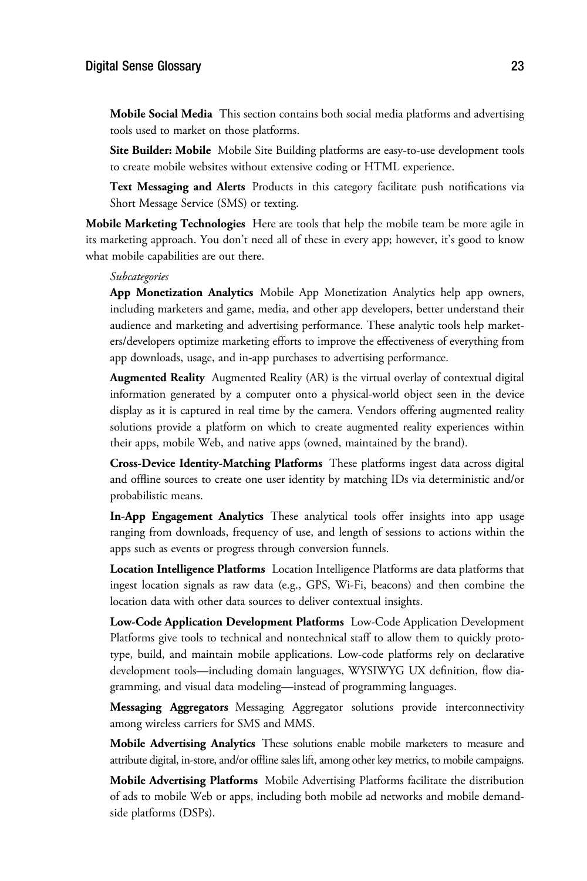**Mobile Social Media** This section contains both social media platforms and advertising tools used to market on those platforms.

**Site Builder: Mobile** Mobile Site Building platforms are easy-to-use development tools to create mobile websites without extensive coding or HTML experience.

**Text Messaging and Alerts** Products in this category facilitate push notifications via Short Message Service (SMS) or texting.

**Mobile Marketing Technologies** Here are tools that help the mobile team be more agile in its marketing approach. You don't need all of these in every app; however, it's good to know what mobile capabilities are out there.

*Subcategories*

**App Monetization Analytics** Mobile App Monetization Analytics help app owners, including marketers and game, media, and other app developers, better understand their audience and marketing and advertising performance. These analytic tools help marketers/developers optimize marketing efforts to improve the effectiveness of everything from app downloads, usage, and in-app purchases to advertising performance.

**Augmented Reality** Augmented Reality (AR) is the virtual overlay of contextual digital information generated by a computer onto a physical-world object seen in the device display as it is captured in real time by the camera. Vendors offering augmented reality solutions provide a platform on which to create augmented reality experiences within their apps, mobile Web, and native apps (owned, maintained by the brand).

**Cross-Device Identity-Matching Platforms** These platforms ingest data across digital and offline sources to create one user identity by matching IDs via deterministic and/or probabilistic means.

**In-App Engagement Analytics** These analytical tools offer insights into app usage ranging from downloads, frequency of use, and length of sessions to actions within the apps such as events or progress through conversion funnels.

**Location Intelligence Platforms** Location Intelligence Platforms are data platforms that ingest location signals as raw data (e.g., GPS, Wi-Fi, beacons) and then combine the location data with other data sources to deliver contextual insights.

**Low-Code Application Development Platforms** Low-Code Application Development Platforms give tools to technical and nontechnical staff to allow them to quickly prototype, build, and maintain mobile applications. Low-code platforms rely on declarative development tools—including domain languages, WYSIWYG UX definition, flow diagramming, and visual data modeling—instead of programming languages.

**Messaging Aggregators** Messaging Aggregator solutions provide interconnectivity among wireless carriers for SMS and MMS.

**Mobile Advertising Analytics** These solutions enable mobile marketers to measure and attribute digital, in-store, and/or offline sales lift, among other key metrics, to mobile campaigns.

**Mobile Advertising Platforms** Mobile Advertising Platforms facilitate the distribution of ads to mobile Web or apps, including both mobile ad networks and mobile demand-side platforms (DSPs).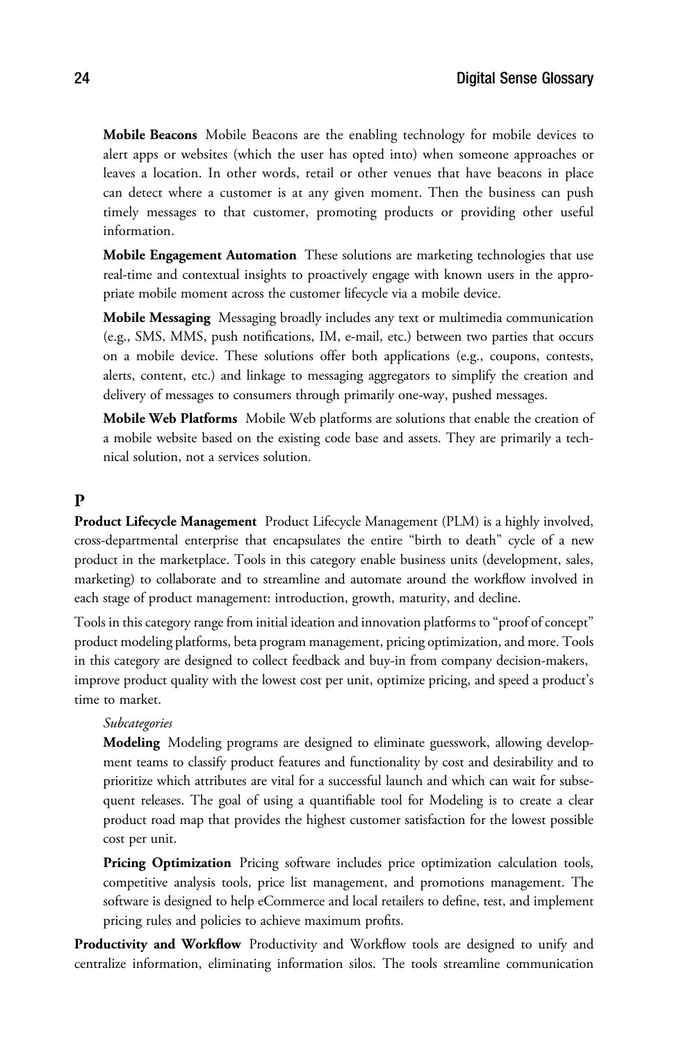**Mobile Beacons** Mobile Beacons are the enabling technology for mobile devices to alert apps or websites (which the user has opted into) when someone approaches or leaves a location. In other words, retail or other venues that have beacons in place can detect where a customer is at any given moment. Then the business can push timely messages to that customer, promoting products or providing other useful information.

**Mobile Engagement Automation** These solutions are marketing technologies that use real-time and contextual insights to proactively engage with known users in the appropriate mobile moment across the customer lifecycle via a mobile device.

**Mobile Messaging** Messaging broadly includes any text or multimedia communication (e.g., SMS, MMS, push notifications, IM, e-mail, etc.) between two parties that occurs on a mobile device. These solutions offer both applications (e.g., coupons, contests, alerts, content, etc.) and linkage to messaging aggregators to simplify the creation and delivery of messages to consumers through primarily one-way, pushed messages.

**Mobile Web Platforms** Mobile Web platforms are solutions that enable the creation of a mobile website based on the existing code base and assets. They are primarily a technical solution, not a services solution.

## P

**Product Lifecycle Management** Product Lifecycle Management (PLM) is a highly involved, cross-departmental enterprise that encapsulates the entire "birth to death" cycle of a new product in the marketplace. Tools in this category enable business units (development, sales, marketing) to collaborate and to streamline and automate around the workflow involved in each stage of product management: introduction, growth, maturity, and decline.

Tools in this category range from initial ideation and innovation platforms to "proof of concept" product modeling platforms, beta program management, pricing optimization, and more. Tools in this category are designed to collect feedback and buy-in from company decision-makers, improve product quality with the lowest cost per unit, optimize pricing, and speed a product's time to market.

*Subcategories*

**Modeling** Modeling programs are designed to eliminate guesswork, allowing development teams to classify product features and functionality by cost and desirability and to prioritize which attributes are vital for a successful launch and which can wait for subsequent releases. The goal of using a quantifiable tool for Modeling is to create a clear product road map that provides the highest customer satisfaction for the lowest possible cost per unit.

**Pricing Optimization** Pricing software includes price optimization calculation tools, competitive analysis tools, price list management, and promotions management. The software is designed to help eCommerce and local retailers to define, test, and implement pricing rules and policies to achieve maximum profits.

**Productivity and Workflow** Productivity and Workflow tools are designed to unify and centralize information, eliminating information silos. The tools streamline communication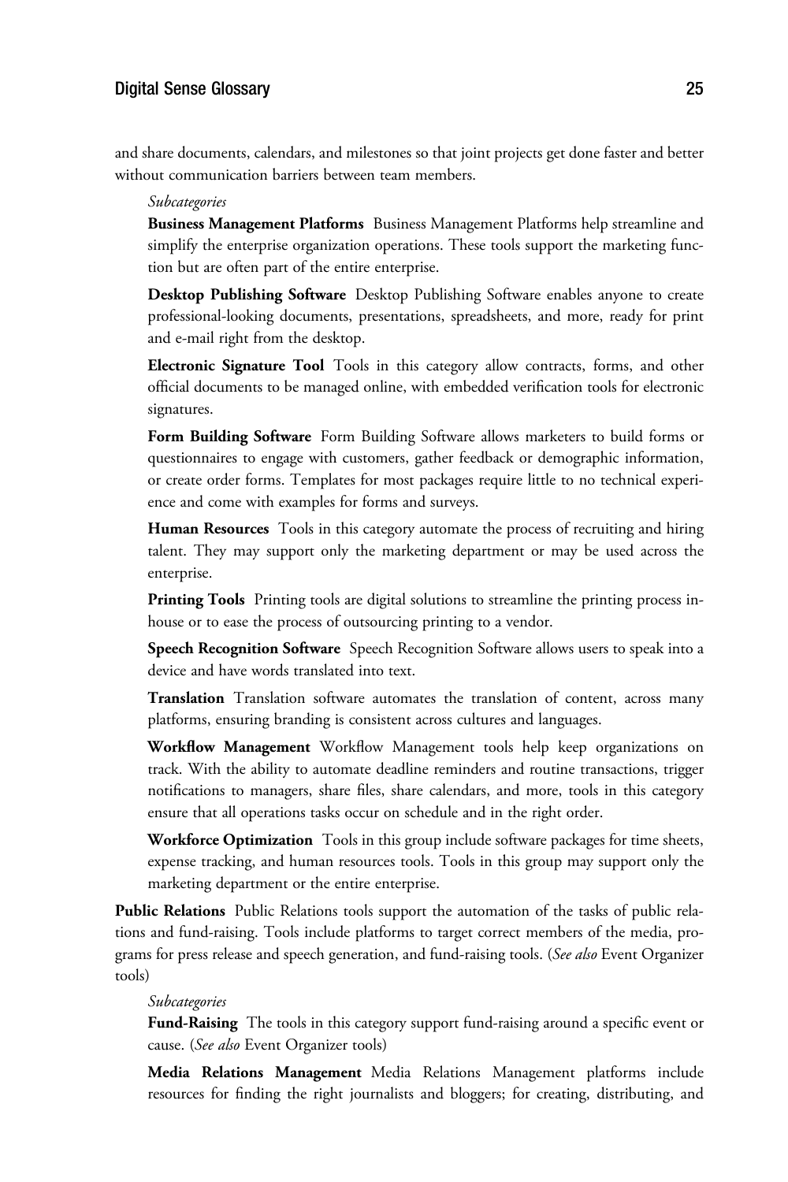and share documents, calendars, and milestones so that joint projects get done faster and better without communication barriers between team members.

*Subcategories*

**Business Management Platforms** Business Management Platforms help streamline and simplify the enterprise organization operations. These tools support the marketing function but are often part of the entire enterprise.

**Desktop Publishing Software** Desktop Publishing Software enables anyone to create professional-looking documents, presentations, spreadsheets, and more, ready for print and e-mail right from the desktop.

**Electronic Signature Tool** Tools in this category allow contracts, forms, and other official documents to be managed online, with embedded verification tools for electronic signatures.

**Form Building Software** Form Building Software allows marketers to build forms or questionnaires to engage with customers, gather feedback or demographic information, or create order forms. Templates for most packages require little to no technical experience and come with examples for forms and surveys.

**Human Resources** Tools in this category automate the process of recruiting and hiring talent. They may support only the marketing department or may be used across the enterprise.

**Printing Tools** Printing tools are digital solutions to streamline the printing process in-house or to ease the process of outsourcing printing to a vendor.

**Speech Recognition Software** Speech Recognition Software allows users to speak into a device and have words translated into text.

**Translation** Translation software automates the translation of content, across many platforms, ensuring branding is consistent across cultures and languages.

**Workflow Management** Workflow Management tools help keep organizations on track. With the ability to automate deadline reminders and routine transactions, trigger notifications to managers, share files, share calendars, and more, tools in this category ensure that all operations tasks occur on schedule and in the right order.

**Workforce Optimization** Tools in this group include software packages for time sheets, expense tracking, and human resources tools. Tools in this group may support only the marketing department or the entire enterprise.

**Public Relations** Public Relations tools support the automation of the tasks of public relations and fund-raising. Tools include platforms to target correct members of the media, programs for press release and speech generation, and fund-raising tools. (*See also* Event Organizer tools)

*Subcategories*

**Fund-Raising** The tools in this category support fund-raising around a specific event or cause. (*See also* Event Organizer tools)

**Media Relations Management** Media Relations Management platforms include resources for finding the right journalists and bloggers; for creating, distributing, and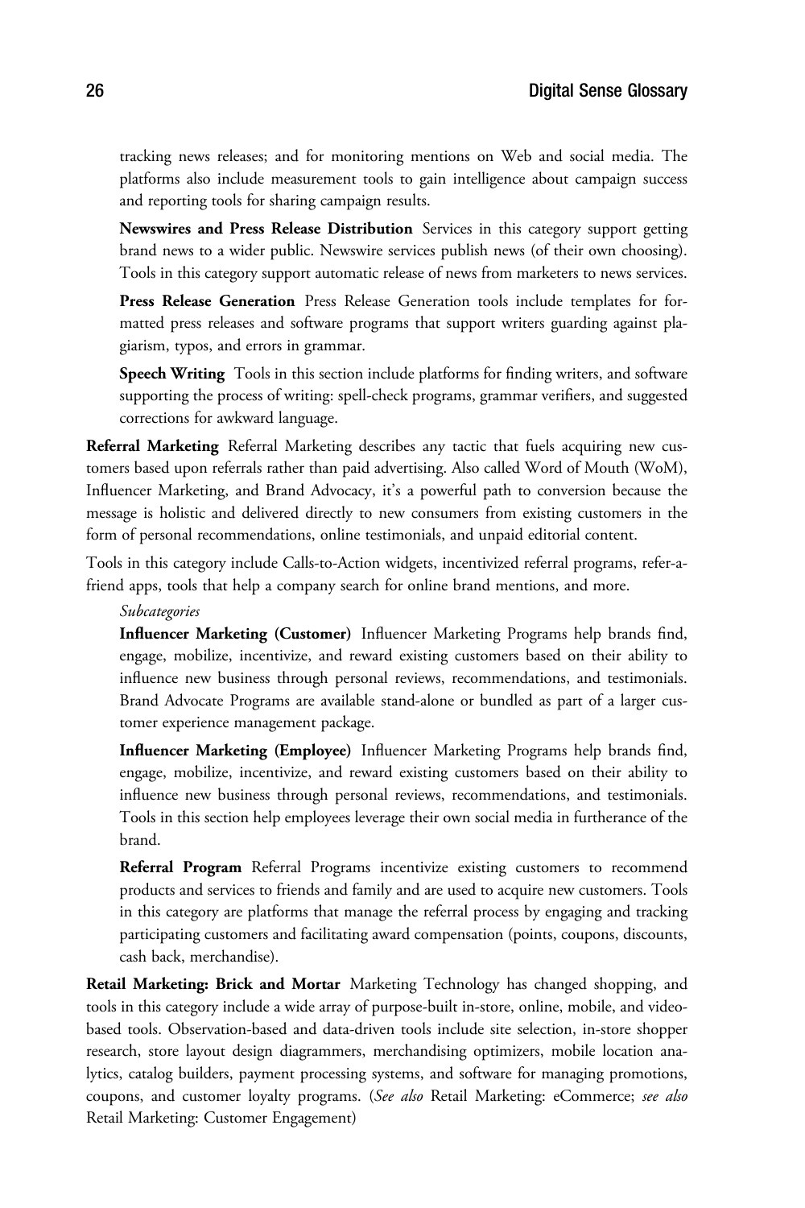tracking news releases; and for monitoring mentions on Web and social media. The platforms also include measurement tools to gain intelligence about campaign success and reporting tools for sharing campaign results.

**Newswires and Press Release Distribution** Services in this category support getting brand news to a wider public. Newswire services publish news (of their own choosing). Tools in this category support automatic release of news from marketers to news services.

**Press Release Generation** Press Release Generation tools include templates for formatted press releases and software programs that support writers guarding against plagiarism, typos, and errors in grammar.

**Speech Writing** Tools in this section include platforms for finding writers, and software supporting the process of writing: spell-check programs, grammar verifiers, and suggested corrections for awkward language.

**Referral Marketing** Referral Marketing describes any tactic that fuels acquiring new customers based upon referrals rather than paid advertising. Also called Word of Mouth (WoM), Influencer Marketing, and Brand Advocacy, it's a powerful path to conversion because the message is holistic and delivered directly to new consumers from existing customers in the form of personal recommendations, online testimonials, and unpaid editorial content.

Tools in this category include Calls-to-Action widgets, incentivized referral programs, refer-a-friend apps, tools that help a company search for online brand mentions, and more.

*Subcategories*

**Influencer Marketing (Customer)** Influencer Marketing Programs help brands find, engage, mobilize, incentivize, and reward existing customers based on their ability to influence new business through personal reviews, recommendations, and testimonials. Brand Advocate Programs are available stand-alone or bundled as part of a larger customer experience management package.

**Influencer Marketing (Employee)** Influencer Marketing Programs help brands find, engage, mobilize, incentivize, and reward existing customers based on their ability to influence new business through personal reviews, recommendations, and testimonials. Tools in this section help employees leverage their own social media in furtherance of the brand.

**Referral Program** Referral Programs incentivize existing customers to recommend products and services to friends and family and are used to acquire new customers. Tools in this category are platforms that manage the referral process by engaging and tracking participating customers and facilitating award compensation (points, coupons, discounts, cash back, merchandise).

**Retail Marketing: Brick and Mortar** Marketing Technology has changed shopping, and tools in this category include a wide array of purpose-built in-store, online, mobile, and video-based tools. Observation-based and data-driven tools include site selection, in-store shopper research, store layout design diagrammers, merchandising optimizers, mobile location analytics, catalog builders, payment processing systems, and software for managing promotions, coupons, and customer loyalty programs. (*See also* Retail Marketing: eCommerce; *see also* Retail Marketing: Customer Engagement)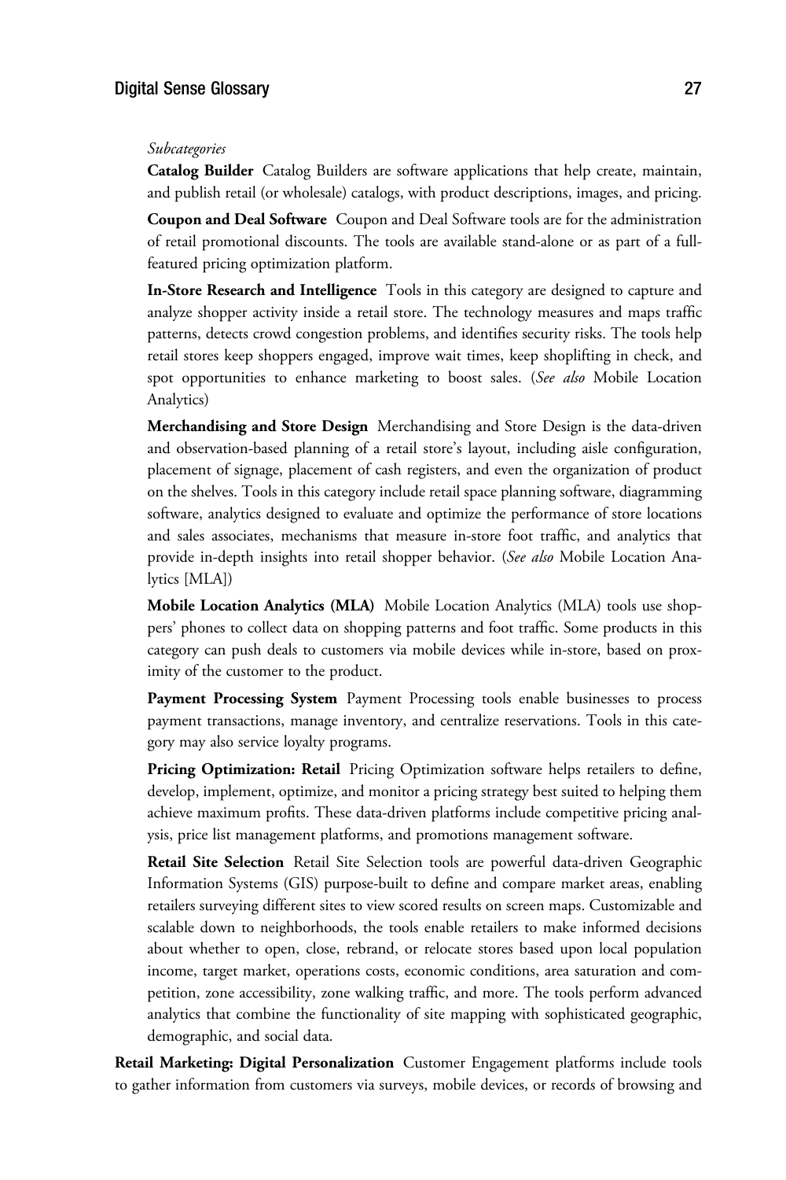*Subcategories*

**Catalog Builder** Catalog Builders are software applications that help create, maintain, and publish retail (or wholesale) catalogs, with product descriptions, images, and pricing.

**Coupon and Deal Software** Coupon and Deal Software tools are for the administration of retail promotional discounts. The tools are available stand-alone or as part of a full-featured pricing optimization platform.

**In-Store Research and Intelligence** Tools in this category are designed to capture and analyze shopper activity inside a retail store. The technology measures and maps traffic patterns, detects crowd congestion problems, and identifies security risks. The tools help retail stores keep shoppers engaged, improve wait times, keep shoplifting in check, and spot opportunities to enhance marketing to boost sales. (*See also* Mobile Location Analytics)

**Merchandising and Store Design** Merchandising and Store Design is the data-driven and observation-based planning of a retail store's layout, including aisle configuration, placement of signage, placement of cash registers, and even the organization of product on the shelves. Tools in this category include retail space planning software, diagramming software, analytics designed to evaluate and optimize the performance of store locations and sales associates, mechanisms that measure in-store foot traffic, and analytics that provide in-depth insights into retail shopper behavior. (*See also* Mobile Location Analytics [MLA])

**Mobile Location Analytics (MLA)** Mobile Location Analytics (MLA) tools use shoppers' phones to collect data on shopping patterns and foot traffic. Some products in this category can push deals to customers via mobile devices while in-store, based on proximity of the customer to the product.

**Payment Processing System** Payment Processing tools enable businesses to process payment transactions, manage inventory, and centralize reservations. Tools in this category may also service loyalty programs.

**Pricing Optimization: Retail** Pricing Optimization software helps retailers to define, develop, implement, optimize, and monitor a pricing strategy best suited to helping them achieve maximum profits. These data-driven platforms include competitive pricing analysis, price list management platforms, and promotions management software.

**Retail Site Selection** Retail Site Selection tools are powerful data-driven Geographic Information Systems (GIS) purpose-built to define and compare market areas, enabling retailers surveying different sites to view scored results on screen maps. Customizable and scalable down to neighborhoods, the tools enable retailers to make informed decisions about whether to open, close, rebrand, or relocate stores based upon local population income, target market, operations costs, economic conditions, area saturation and competition, zone accessibility, zone walking traffic, and more. The tools perform advanced analytics that combine the functionality of site mapping with sophisticated geographic, demographic, and social data.

**Retail Marketing: Digital Personalization** Customer Engagement platforms include tools to gather information from customers via surveys, mobile devices, or records of browsing and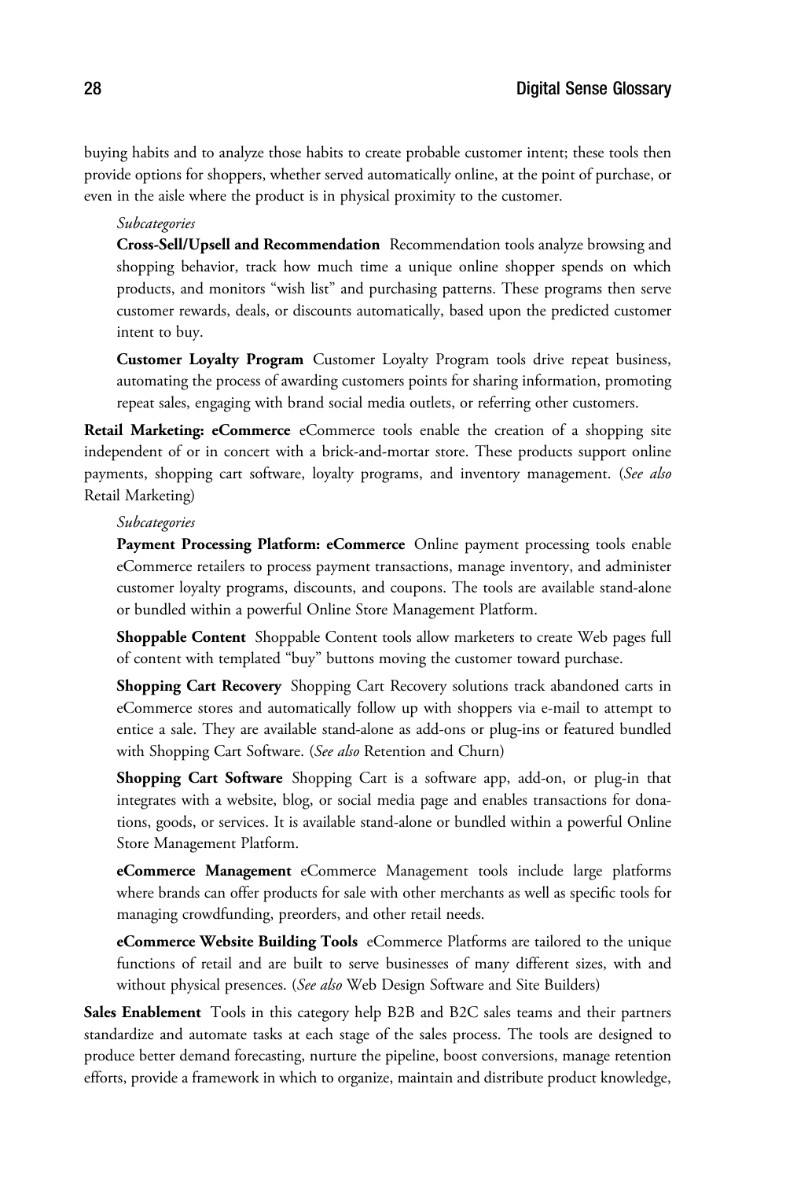buying habits and to analyze those habits to create probable customer intent; these tools then provide options for shoppers, whether served automatically online, at the point of purchase, or even in the aisle where the product is in physical proximity to the customer.

*Subcategories*

**Cross-Sell/Upsell and Recommendation** Recommendation tools analyze browsing and shopping behavior, track how much time a unique online shopper spends on which products, and monitors "wish list" and purchasing patterns. These programs then serve customer rewards, deals, or discounts automatically, based upon the predicted customer intent to buy.

**Customer Loyalty Program** Customer Loyalty Program tools drive repeat business, automating the process of awarding customers points for sharing information, promoting repeat sales, engaging with brand social media outlets, or referring other customers.

**Retail Marketing: eCommerce** eCommerce tools enable the creation of a shopping site independent of or in concert with a brick-and-mortar store. These products support online payments, shopping cart software, loyalty programs, and inventory management. (*See also* Retail Marketing)

*Subcategories*

**Payment Processing Platform: eCommerce** Online payment processing tools enable eCommerce retailers to process payment transactions, manage inventory, and administer customer loyalty programs, discounts, and coupons. The tools are available stand-alone or bundled within a powerful Online Store Management Platform.

**Shoppable Content** Shoppable Content tools allow marketers to create Web pages full of content with templated "buy" buttons moving the customer toward purchase.

**Shopping Cart Recovery** Shopping Cart Recovery solutions track abandoned carts in eCommerce stores and automatically follow up with shoppers via e-mail to attempt to entice a sale. They are available stand-alone as add-ons or plug-ins or featured bundled with Shopping Cart Software. (*See also* Retention and Churn)

**Shopping Cart Software** Shopping Cart is a software app, add-on, or plug-in that integrates with a website, blog, or social media page and enables transactions for donations, goods, or services. It is available stand-alone or bundled within a powerful Online Store Management Platform.

**eCommerce Management** eCommerce Management tools include large platforms where brands can offer products for sale with other merchants as well as specific tools for managing crowdfunding, preorders, and other retail needs.

**eCommerce Website Building Tools** eCommerce Platforms are tailored to the unique functions of retail and are built to serve businesses of many different sizes, with and without physical presences. (*See also* Web Design Software and Site Builders)

**Sales Enablement** Tools in this category help B2B and B2C sales teams and their partners standardize and automate tasks at each stage of the sales process. The tools are designed to produce better demand forecasting, nurture the pipeline, boost conversions, manage retention efforts, provide a framework in which to organize, maintain and distribute product knowledge,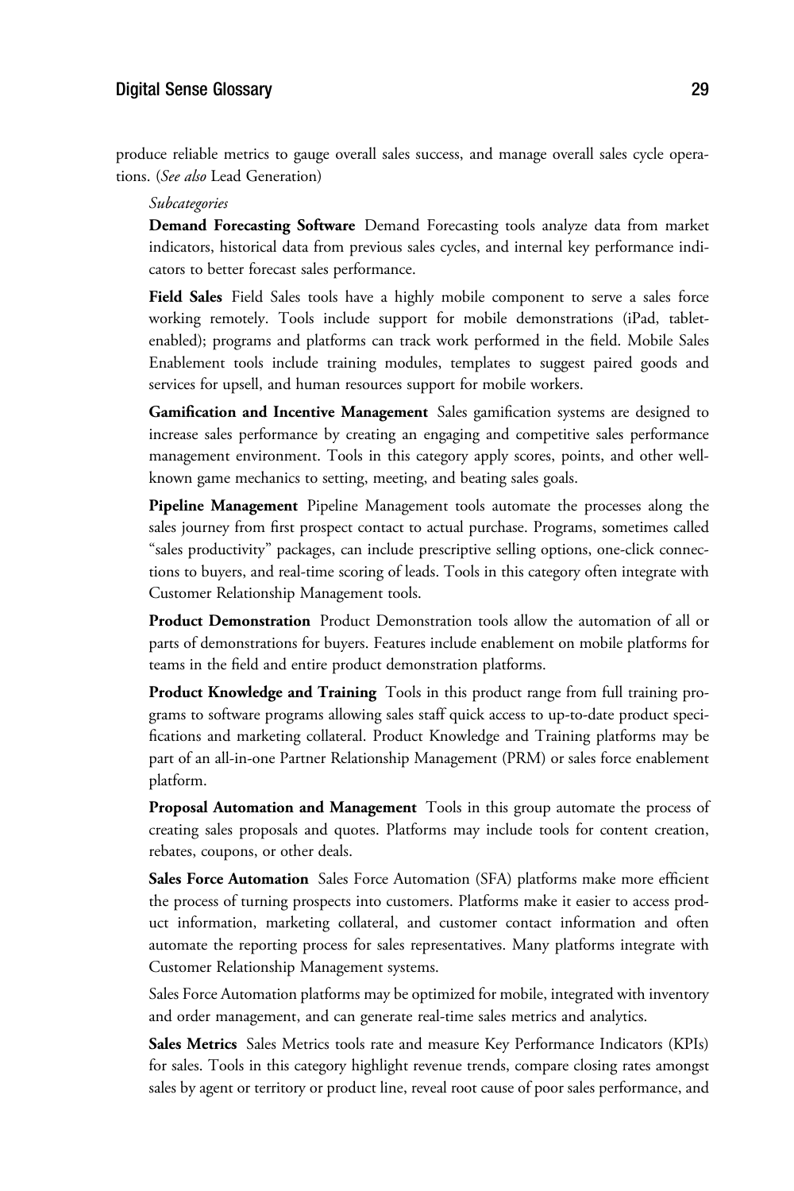produce reliable metrics to gauge overall sales success, and manage overall sales cycle operations. (*See also* Lead Generation)

*Subcategories*

**Demand Forecasting Software** Demand Forecasting tools analyze data from market indicators, historical data from previous sales cycles, and internal key performance indicators to better forecast sales performance.

**Field Sales** Field Sales tools have a highly mobile component to serve a sales force working remotely. Tools include support for mobile demonstrations (iPad, tablet-enabled); programs and platforms can track work performed in the field. Mobile Sales Enablement tools include training modules, templates to suggest paired goods and services for upsell, and human resources support for mobile workers.

**Gamification and Incentive Management** Sales gamification systems are designed to increase sales performance by creating an engaging and competitive sales performance management environment. Tools in this category apply scores, points, and other well-known game mechanics to setting, meeting, and beating sales goals.

**Pipeline Management** Pipeline Management tools automate the processes along the sales journey from first prospect contact to actual purchase. Programs, sometimes called "sales productivity" packages, can include prescriptive selling options, one-click connections to buyers, and real-time scoring of leads. Tools in this category often integrate with Customer Relationship Management tools.

**Product Demonstration** Product Demonstration tools allow the automation of all or parts of demonstrations for buyers. Features include enablement on mobile platforms for teams in the field and entire product demonstration platforms.

**Product Knowledge and Training** Tools in this product range from full training programs to software programs allowing sales staff quick access to up-to-date product specifications and marketing collateral. Product Knowledge and Training platforms may be part of an all-in-one Partner Relationship Management (PRM) or sales force enablement platform.

**Proposal Automation and Management** Tools in this group automate the process of creating sales proposals and quotes. Platforms may include tools for content creation, rebates, coupons, or other deals.

**Sales Force Automation** Sales Force Automation (SFA) platforms make more efficient the process of turning prospects into customers. Platforms make it easier to access product information, marketing collateral, and customer contact information and often automate the reporting process for sales representatives. Many platforms integrate with Customer Relationship Management systems.

Sales Force Automation platforms may be optimized for mobile, integrated with inventory and order management, and can generate real-time sales metrics and analytics.

**Sales Metrics** Sales Metrics tools rate and measure Key Performance Indicators (KPIs) for sales. Tools in this category highlight revenue trends, compare closing rates amongst sales by agent or territory or product line, reveal root cause of poor sales performance, and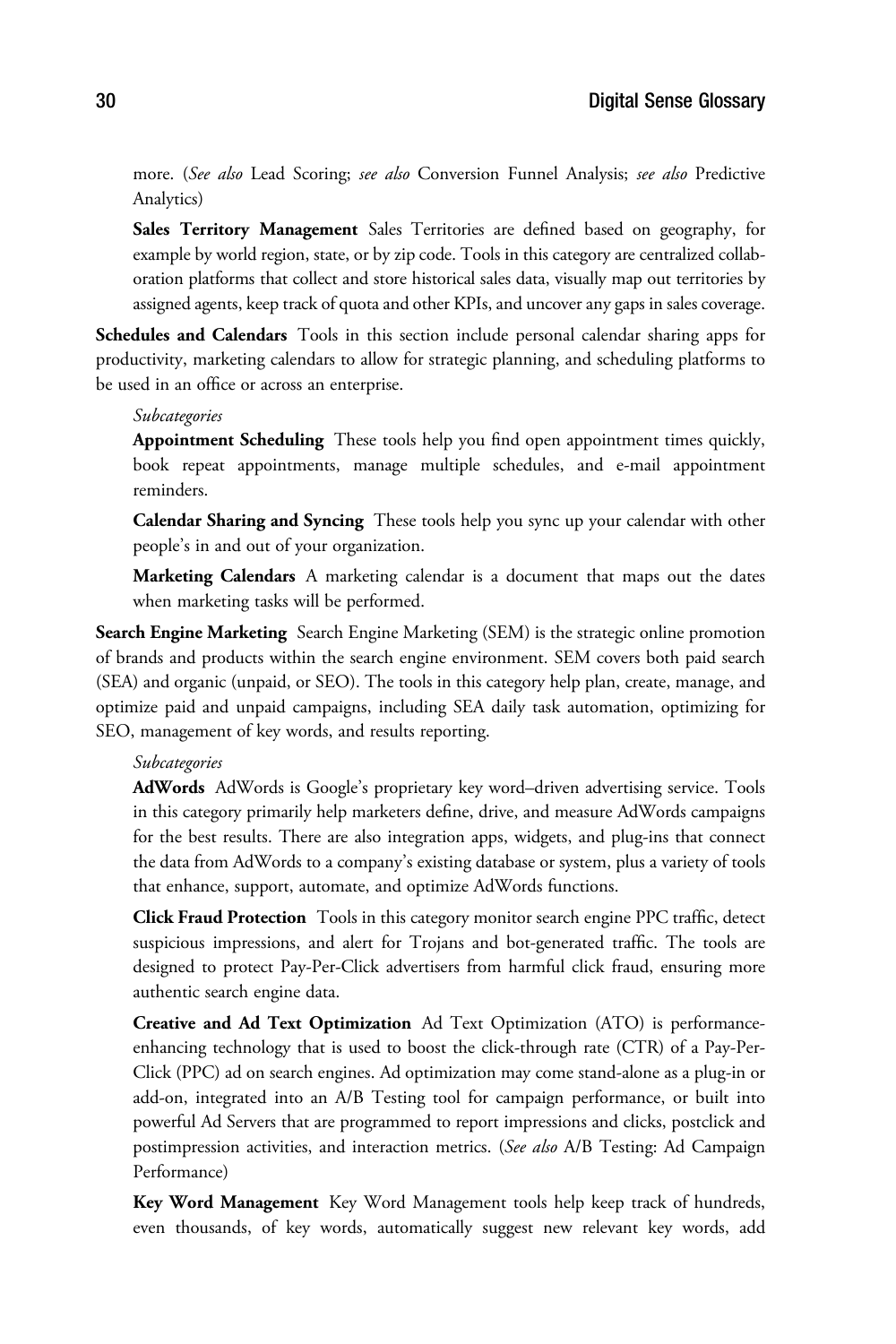more. (*See also* Lead Scoring; *see also* Conversion Funnel Analysis; *see also* Predictive Analytics)

**Sales Territory Management** Sales Territories are defined based on geography, for example by world region, state, or by zip code. Tools in this category are centralized collaboration platforms that collect and store historical sales data, visually map out territories by assigned agents, keep track of quota and other KPIs, and uncover any gaps in sales coverage.

**Schedules and Calendars** Tools in this section include personal calendar sharing apps for productivity, marketing calendars to allow for strategic planning, and scheduling platforms to be used in an office or across an enterprise.

*Subcategories*

**Appointment Scheduling** These tools help you find open appointment times quickly, book repeat appointments, manage multiple schedules, and e-mail appointment reminders.

**Calendar Sharing and Syncing** These tools help you sync up your calendar with other people's in and out of your organization.

**Marketing Calendars** A marketing calendar is a document that maps out the dates when marketing tasks will be performed.

**Search Engine Marketing** Search Engine Marketing (SEM) is the strategic online promotion of brands and products within the search engine environment. SEM covers both paid search (SEA) and organic (unpaid, or SEO). The tools in this category help plan, create, manage, and optimize paid and unpaid campaigns, including SEA daily task automation, optimizing for SEO, management of key words, and results reporting.

*Subcategories*

**AdWords** AdWords is Google's proprietary key word–driven advertising service. Tools in this category primarily help marketers define, drive, and measure AdWords campaigns for the best results. There are also integration apps, widgets, and plug-ins that connect the data from AdWords to a company's existing database or system, plus a variety of tools that enhance, support, automate, and optimize AdWords functions.

**Click Fraud Protection** Tools in this category monitor search engine PPC traffic, detect suspicious impressions, and alert for Trojans and bot-generated traffic. The tools are designed to protect Pay-Per-Click advertisers from harmful click fraud, ensuring more authentic search engine data.

**Creative and Ad Text Optimization** Ad Text Optimization (ATO) is performance-enhancing technology that is used to boost the click-through rate (CTR) of a Pay-Per-Click (PPC) ad on search engines. Ad optimization may come stand-alone as a plug-in or add-on, integrated into an A/B Testing tool for campaign performance, or built into powerful Ad Servers that are programmed to report impressions and clicks, postclick and postimpression activities, and interaction metrics. (*See also* A/B Testing: Ad Campaign Performance)

**Key Word Management** Key Word Management tools help keep track of hundreds, even thousands, of key words, automatically suggest new relevant key words, add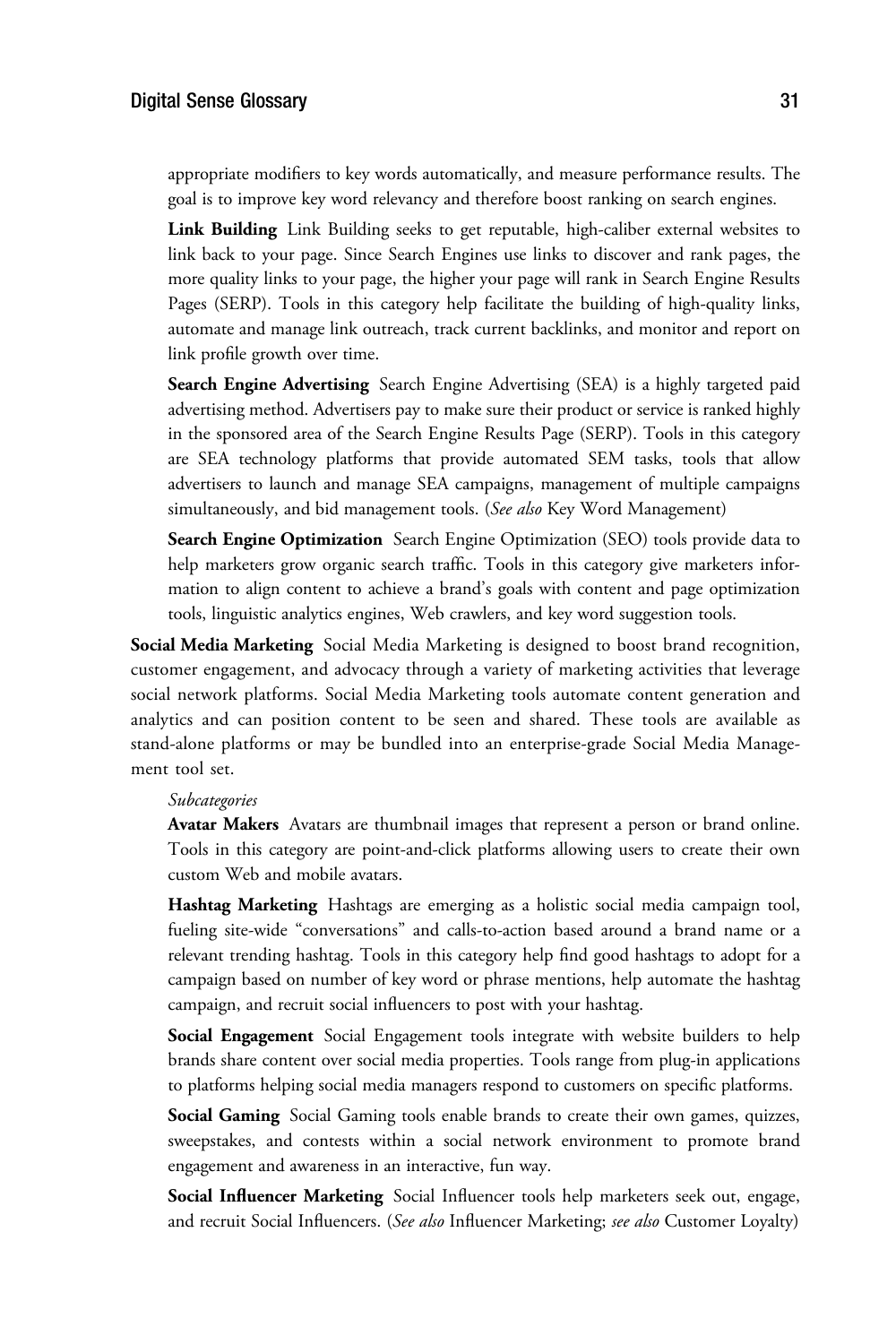appropriate modifiers to key words automatically, and measure performance results. The goal is to improve key word relevancy and therefore boost ranking on search engines.

**Link Building** Link Building seeks to get reputable, high-caliber external websites to link back to your page. Since Search Engines use links to discover and rank pages, the more quality links to your page, the higher your page will rank in Search Engine Results Pages (SERP). Tools in this category help facilitate the building of high-quality links, automate and manage link outreach, track current backlinks, and monitor and report on link profile growth over time.

**Search Engine Advertising** Search Engine Advertising (SEA) is a highly targeted paid advertising method. Advertisers pay to make sure their product or service is ranked highly in the sponsored area of the Search Engine Results Page (SERP). Tools in this category are SEA technology platforms that provide automated SEM tasks, tools that allow advertisers to launch and manage SEA campaigns, management of multiple campaigns simultaneously, and bid management tools. (*See also* Key Word Management)

**Search Engine Optimization** Search Engine Optimization (SEO) tools provide data to help marketers grow organic search traffic. Tools in this category give marketers information to align content to achieve a brand's goals with content and page optimization tools, linguistic analytics engines, Web crawlers, and key word suggestion tools.

**Social Media Marketing** Social Media Marketing is designed to boost brand recognition, customer engagement, and advocacy through a variety of marketing activities that leverage social network platforms. Social Media Marketing tools automate content generation and analytics and can position content to be seen and shared. These tools are available as stand-alone platforms or may be bundled into an enterprise-grade Social Media Management tool set.

*Subcategories*

**Avatar Makers** Avatars are thumbnail images that represent a person or brand online. Tools in this category are point-and-click platforms allowing users to create their own custom Web and mobile avatars.

**Hashtag Marketing** Hashtags are emerging as a holistic social media campaign tool, fueling site-wide "conversations" and calls-to-action based around a brand name or a relevant trending hashtag. Tools in this category help find good hashtags to adopt for a campaign based on number of key word or phrase mentions, help automate the hashtag campaign, and recruit social influencers to post with your hashtag.

**Social Engagement** Social Engagement tools integrate with website builders to help brands share content over social media properties. Tools range from plug-in applications to platforms helping social media managers respond to customers on specific platforms.

**Social Gaming** Social Gaming tools enable brands to create their own games, quizzes, sweepstakes, and contests within a social network environment to promote brand engagement and awareness in an interactive, fun way.

**Social Influencer Marketing** Social Influencer tools help marketers seek out, engage, and recruit Social Influencers. (*See also* Influencer Marketing; *see also* Customer Loyalty)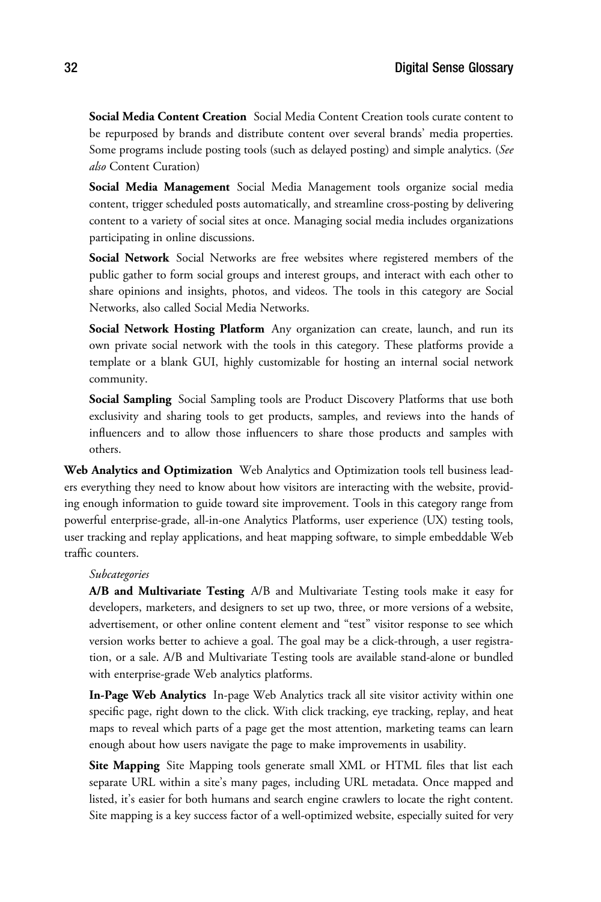**Social Media Content Creation** Social Media Content Creation tools curate content to be repurposed by brands and distribute content over several brands' media properties. Some programs include posting tools (such as delayed posting) and simple analytics. (*See also* Content Curation)

**Social Media Management** Social Media Management tools organize social media content, trigger scheduled posts automatically, and streamline cross-posting by delivering content to a variety of social sites at once. Managing social media includes organizations participating in online discussions.

**Social Network** Social Networks are free websites where registered members of the public gather to form social groups and interest groups, and interact with each other to share opinions and insights, photos, and videos. The tools in this category are Social Networks, also called Social Media Networks.

**Social Network Hosting Platform** Any organization can create, launch, and run its own private social network with the tools in this category. These platforms provide a template or a blank GUI, highly customizable for hosting an internal social network community.

**Social Sampling** Social Sampling tools are Product Discovery Platforms that use both exclusivity and sharing tools to get products, samples, and reviews into the hands of influencers and to allow those influencers to share those products and samples with others.

**Web Analytics and Optimization** Web Analytics and Optimization tools tell business leaders everything they need to know about how visitors are interacting with the website, providing enough information to guide toward site improvement. Tools in this category range from powerful enterprise-grade, all-in-one Analytics Platforms, user experience (UX) testing tools, user tracking and replay applications, and heat mapping software, to simple embeddable Web traffic counters.

*Subcategories*

**A/B and Multivariate Testing** A/B and Multivariate Testing tools make it easy for developers, marketers, and designers to set up two, three, or more versions of a website, advertisement, or other online content element and "test" visitor response to see which version works better to achieve a goal. The goal may be a click-through, a user registration, or a sale. A/B and Multivariate Testing tools are available stand-alone or bundled with enterprise-grade Web analytics platforms.

**In-Page Web Analytics** In-page Web Analytics track all site visitor activity within one specific page, right down to the click. With click tracking, eye tracking, replay, and heat maps to reveal which parts of a page get the most attention, marketing teams can learn enough about how users navigate the page to make improvements in usability.

**Site Mapping** Site Mapping tools generate small XML or HTML files that list each separate URL within a site's many pages, including URL metadata. Once mapped and listed, it's easier for both humans and search engine crawlers to locate the right content. Site mapping is a key success factor of a well-optimized website, especially suited for very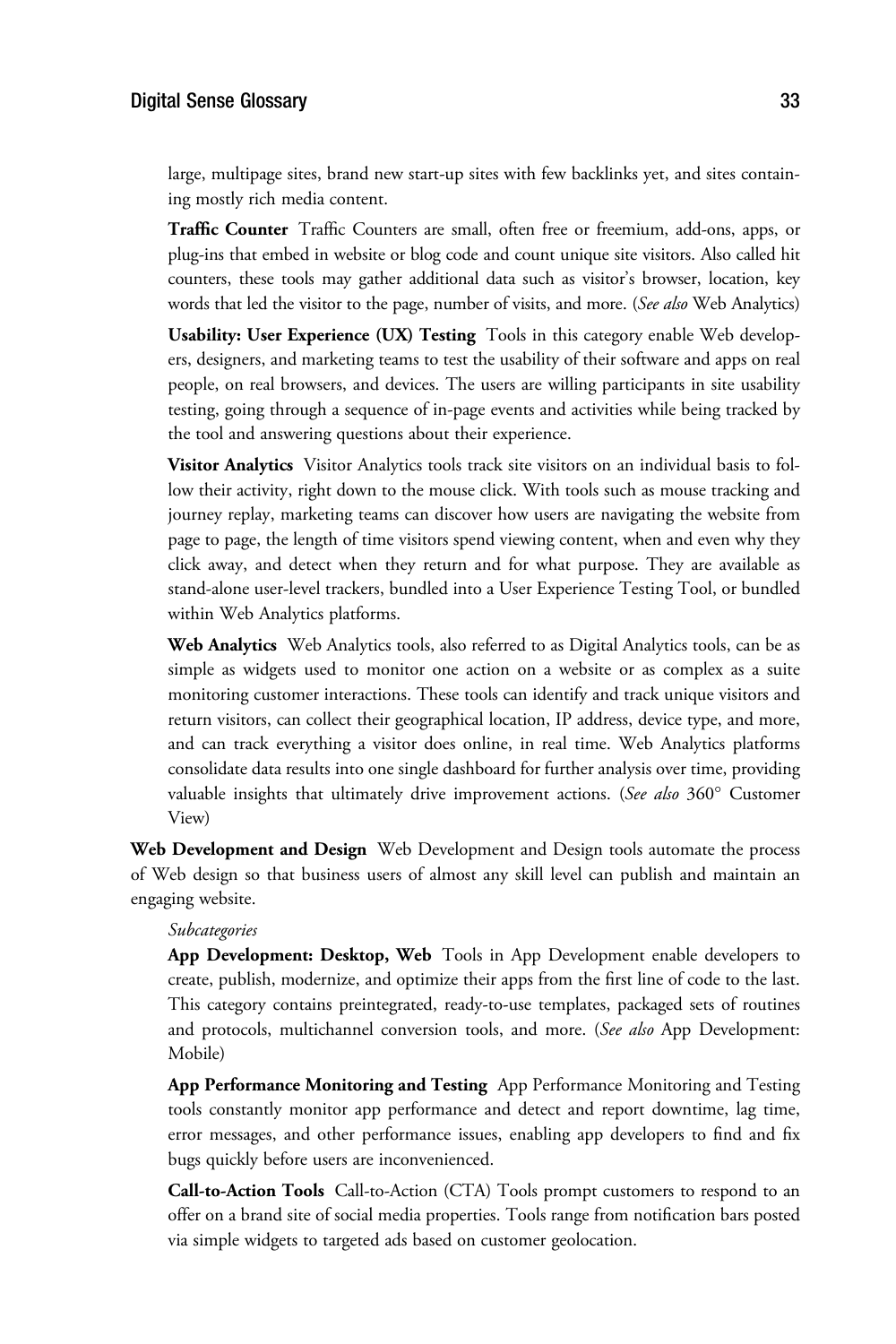large, multipage sites, brand new start-up sites with few backlinks yet, and sites containing mostly rich media content.

**Traffic Counter** Traffic Counters are small, often free or freemium, add-ons, apps, or plug-ins that embed in website or blog code and count unique site visitors. Also called hit counters, these tools may gather additional data such as visitor's browser, location, key words that led the visitor to the page, number of visits, and more. (*See also* Web Analytics)

**Usability: User Experience (UX) Testing** Tools in this category enable Web developers, designers, and marketing teams to test the usability of their software and apps on real people, on real browsers, and devices. The users are willing participants in site usability testing, going through a sequence of in-page events and activities while being tracked by the tool and answering questions about their experience.

**Visitor Analytics** Visitor Analytics tools track site visitors on an individual basis to follow their activity, right down to the mouse click. With tools such as mouse tracking and journey replay, marketing teams can discover how users are navigating the website from page to page, the length of time visitors spend viewing content, when and even why they click away, and detect when they return and for what purpose. They are available as stand-alone user-level trackers, bundled into a User Experience Testing Tool, or bundled within Web Analytics platforms.

**Web Analytics** Web Analytics tools, also referred to as Digital Analytics tools, can be as simple as widgets used to monitor one action on a website or as complex as a suite monitoring customer interactions. These tools can identify and track unique visitors and return visitors, can collect their geographical location, IP address, device type, and more, and can track everything a visitor does online, in real time. Web Analytics platforms consolidate data results into one single dashboard for further analysis over time, providing valuable insights that ultimately drive improvement actions. (*See also* 360° Customer View)

**Web Development and Design** Web Development and Design tools automate the process of Web design so that business users of almost any skill level can publish and maintain an engaging website.

*Subcategories*

**App Development: Desktop, Web** Tools in App Development enable developers to create, publish, modernize, and optimize their apps from the first line of code to the last. This category contains preintegrated, ready-to-use templates, packaged sets of routines and protocols, multichannel conversion tools, and more. (*See also* App Development: Mobile)

**App Performance Monitoring and Testing** App Performance Monitoring and Testing tools constantly monitor app performance and detect and report downtime, lag time, error messages, and other performance issues, enabling app developers to find and fix bugs quickly before users are inconvenienced.

**Call-to-Action Tools** Call-to-Action (CTA) Tools prompt customers to respond to an offer on a brand site of social media properties. Tools range from notification bars posted via simple widgets to targeted ads based on customer geolocation.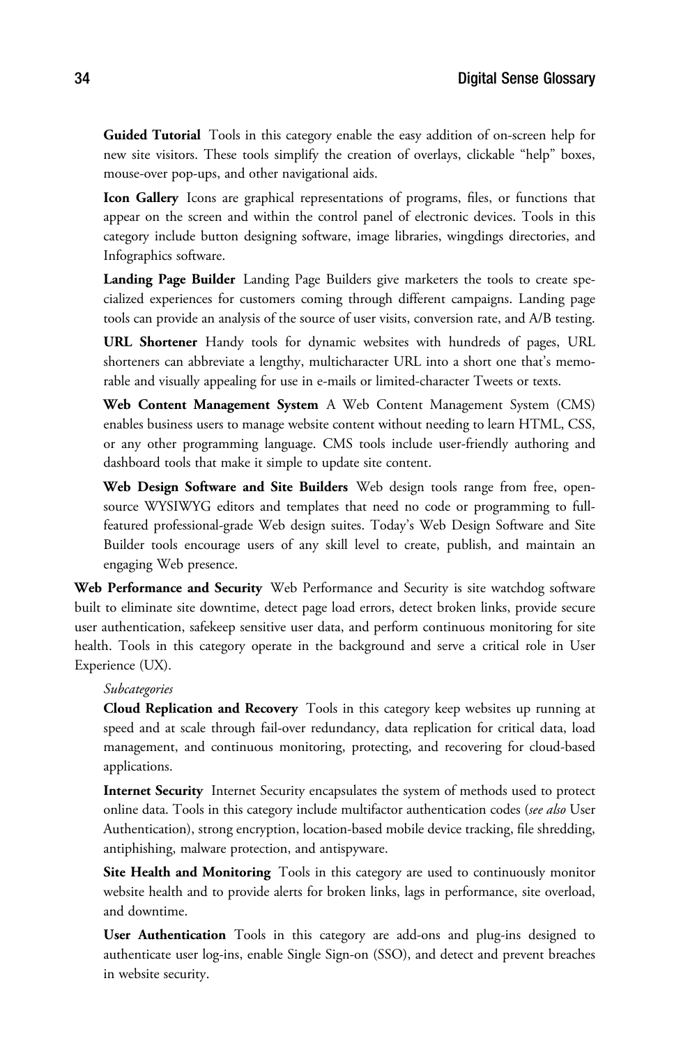**Guided Tutorial** Tools in this category enable the easy addition of on-screen help for new site visitors. These tools simplify the creation of overlays, clickable "help" boxes, mouse-over pop-ups, and other navigational aids.

**Icon Gallery** Icons are graphical representations of programs, files, or functions that appear on the screen and within the control panel of electronic devices. Tools in this category include button designing software, image libraries, wingdings directories, and Infographics software.

**Landing Page Builder** Landing Page Builders give marketers the tools to create specialized experiences for customers coming through different campaigns. Landing page tools can provide an analysis of the source of user visits, conversion rate, and A/B testing.

**URL Shortener** Handy tools for dynamic websites with hundreds of pages, URL shorteners can abbreviate a lengthy, multicharacter URL into a short one that's memorable and visually appealing for use in e-mails or limited-character Tweets or texts.

**Web Content Management System** A Web Content Management System (CMS) enables business users to manage website content without needing to learn HTML, CSS, or any other programming language. CMS tools include user-friendly authoring and dashboard tools that make it simple to update site content.

**Web Design Software and Site Builders** Web design tools range from free, open-source WYSIWYG editors and templates that need no code or programming to full-featured professional-grade Web design suites. Today's Web Design Software and Site Builder tools encourage users of any skill level to create, publish, and maintain an engaging Web presence.

**Web Performance and Security** Web Performance and Security is site watchdog software built to eliminate site downtime, detect page load errors, detect broken links, provide secure user authentication, safekeep sensitive user data, and perform continuous monitoring for site health. Tools in this category operate in the background and serve a critical role in User Experience (UX).

*Subcategories*

**Cloud Replication and Recovery** Tools in this category keep websites up running at speed and at scale through fail-over redundancy, data replication for critical data, load management, and continuous monitoring, protecting, and recovering for cloud-based applications.

**Internet Security** Internet Security encapsulates the system of methods used to protect online data. Tools in this category include multifactor authentication codes (*see also* User Authentication), strong encryption, location-based mobile device tracking, file shredding, antiphishing, malware protection, and antispyware.

**Site Health and Monitoring** Tools in this category are used to continuously monitor website health and to provide alerts for broken links, lags in performance, site overload, and downtime.

**User Authentication** Tools in this category are add-ons and plug-ins designed to authenticate user log-ins, enable Single Sign-on (SSO), and detect and prevent breaches in website security.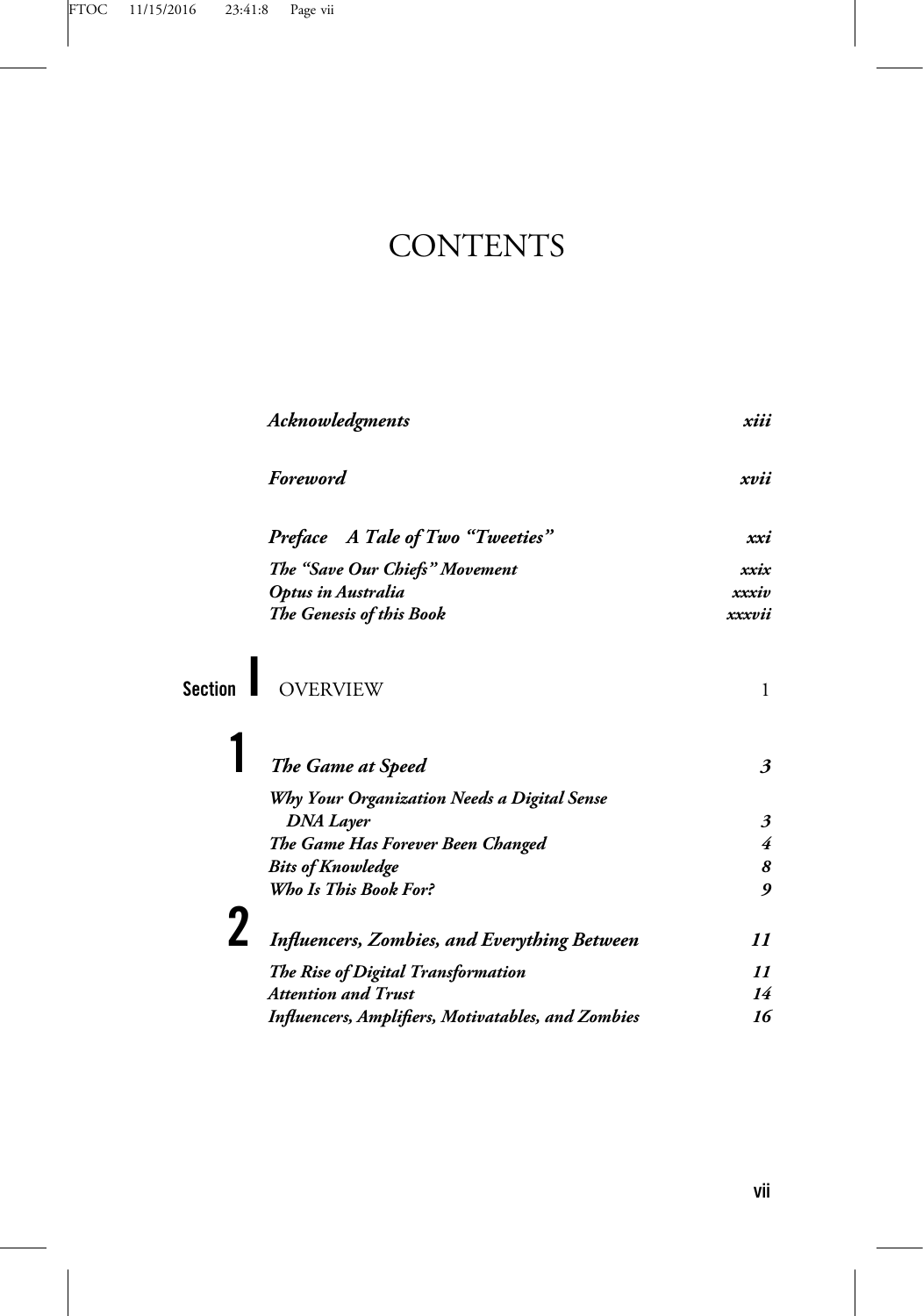# CONTENTS

| | |
|---|---|
| *Acknowledgments* | *xiii* |
| *Foreword* | *xvii* |
| *Preface  A Tale of Two "Tweeties"* | *xxi* |
| *The "Save Our Chiefs" Movement* | *xxix* |
| *Optus in Australia* | *xxxiv* |
| *The Genesis of this Book* | *xxxvii* |

## Section I OVERVIEW 1

### 1 *The Game at Speed* *3*

| | |
|---|---|
| *Why Your Organization Needs a Digital Sense DNA Layer* | *3* |
| *The Game Has Forever Been Changed* | *4* |
| *Bits of Knowledge* | *8* |
| *Who Is This Book For?* | *9* |

### 2 *Influencers, Zombies, and Everything Between* *11*

| | |
|---|---|
| *The Rise of Digital Transformation* | *11* |
| *Attention and Trust* | *14* |
| *Influencers, Amplifiers, Motivatables, and Zombies* | *16* |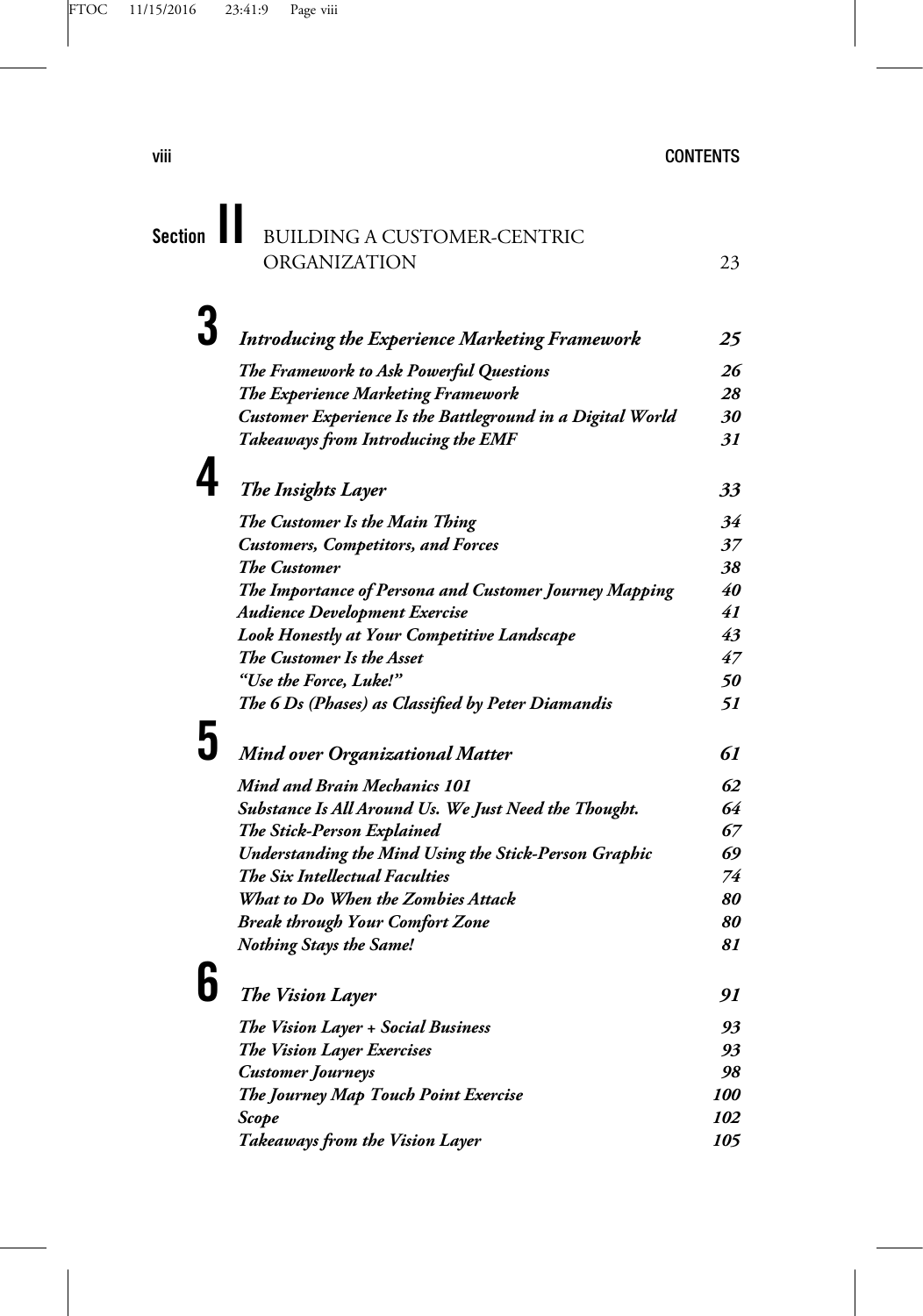## Section II BUILDING A CUSTOMER-CENTRIC ORGANIZATION 23

### 3 *Introducing the Experience Marketing Framework* 25

*The Framework to Ask Powerful Questions* 26
*The Experience Marketing Framework* 28
*Customer Experience Is the Battleground in a Digital World* 30
*Takeaways from Introducing the EMF* 31

### 4 *The Insights Layer* 33

*The Customer Is the Main Thing* 34
*Customers, Competitors, and Forces* 37
*The Customer* 38
*The Importance of Persona and Customer Journey Mapping* 40
*Audience Development Exercise* 41
*Look Honestly at Your Competitive Landscape* 43
*The Customer Is the Asset* 47
*"Use the Force, Luke!"* 50
*The 6 Ds (Phases) as Classified by Peter Diamandis* 51

### 5 *Mind over Organizational Matter* 61

*Mind and Brain Mechanics 101* 62
*Substance Is All Around Us. We Just Need the Thought.* 64
*The Stick-Person Explained* 67
*Understanding the Mind Using the Stick-Person Graphic* 69
*The Six Intellectual Faculties* 74
*What to Do When the Zombies Attack* 80
*Break through Your Comfort Zone* 80
*Nothing Stays the Same!* 81

### 6 *The Vision Layer* 91

*The Vision Layer + Social Business* 93
*The Vision Layer Exercises* 93
*Customer Journeys* 98
*The Journey Map Touch Point Exercise* 100
*Scope* 102
*Takeaways from the Vision Layer* 105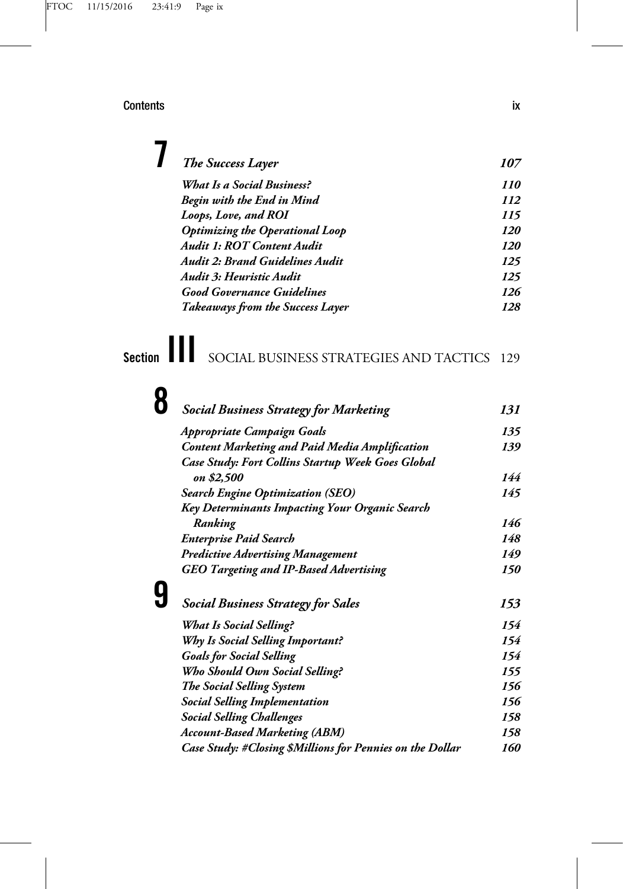## 7 *The Success Layer* 107

- *What Is a Social Business?* 110
- *Begin with the End in Mind* 112
- *Loops, Love, and ROI* 115
- *Optimizing the Operational Loop* 120
- *Audit 1: ROT Content Audit* 120
- *Audit 2: Brand Guidelines Audit* 125
- *Audit 3: Heuristic Audit* 125
- *Good Governance Guidelines* 126
- *Takeaways from the Success Layer* 128

# Section III SOCIAL BUSINESS STRATEGIES AND TACTICS 129

## 8 *Social Business Strategy for Marketing* 131

- *Appropriate Campaign Goals* 135
- *Content Marketing and Paid Media Amplification* 139
- *Case Study: Fort Collins Startup Week Goes Global on $2,500* 144
- *Search Engine Optimization (SEO)* 145
- *Key Determinants Impacting Your Organic Search Ranking* 146
- *Enterprise Paid Search* 148
- *Predictive Advertising Management* 149
- *GEO Targeting and IP-Based Advertising* 150

## 9 *Social Business Strategy for Sales* 153

- *What Is Social Selling?* 154
- *Why Is Social Selling Important?* 154
- *Goals for Social Selling* 154
- *Who Should Own Social Selling?* 155
- *The Social Selling System* 156
- *Social Selling Implementation* 156
- *Social Selling Challenges* 158
- *Account-Based Marketing (ABM)* 158
- *Case Study: #Closing $Millions for Pennies on the Dollar* 160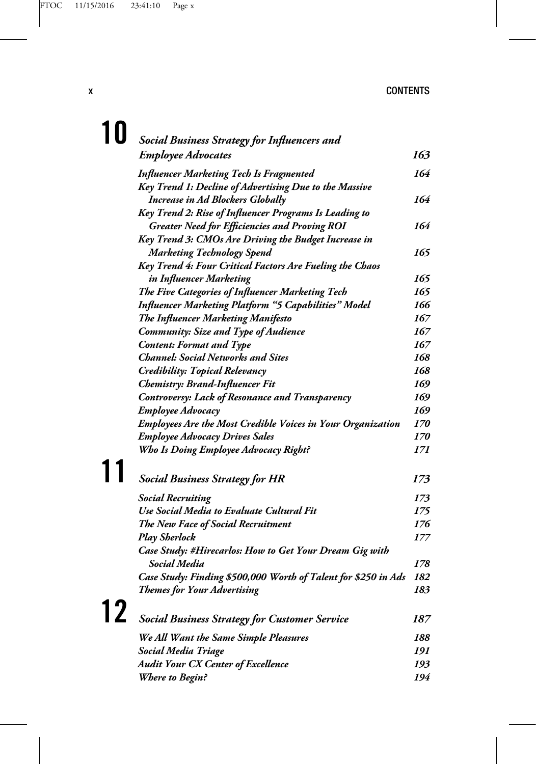## 10 Social Business Strategy for Influencers and Employee Advocates — 163

- *Influencer Marketing Tech Is Fragmented* — 164
- *Key Trend 1: Decline of Advertising Due to the Massive Increase in Ad Blockers Globally* — 164
- *Key Trend 2: Rise of Influencer Programs Is Leading to Greater Need for Efficiencies and Proving ROI* — 164
- *Key Trend 3: CMOs Are Driving the Budget Increase in Marketing Technology Spend* — 165
- *Key Trend 4: Four Critical Factors Are Fueling the Chaos in Influencer Marketing* — 165
- *The Five Categories of Influencer Marketing Tech* — 165
- *Influencer Marketing Platform "5 Capabilities" Model* — 166
- *The Influencer Marketing Manifesto* — 167
- *Community: Size and Type of Audience* — 167
- *Content: Format and Type* — 167
- *Channel: Social Networks and Sites* — 168
- *Credibility: Topical Relevancy* — 168
- *Chemistry: Brand-Influencer Fit* — 169
- *Controversy: Lack of Resonance and Transparency* — 169
- *Employee Advocacy* — 169
- *Employees Are the Most Credible Voices in Your Organization* — 170
- *Employee Advocacy Drives Sales* — 170
- *Who Is Doing Employee Advocacy Right?* — 171

## 11 Social Business Strategy for HR — 173

- *Social Recruiting* — 173
- *Use Social Media to Evaluate Cultural Fit* — 175
- *The New Face of Social Recruitment* — 176
- *Play Sherlock* — 177
- *Case Study: #Hirecarlos: How to Get Your Dream Gig with Social Media* — 178
- *Case Study: Finding $500,000 Worth of Talent for $250 in Ads* — 182
- *Themes for Your Advertising* — 183

## 12 Social Business Strategy for Customer Service — 187

- *We All Want the Same Simple Pleasures* — 188
- *Social Media Triage* — 191
- *Audit Your CX Center of Excellence* — 193
- *Where to Begin?* — 194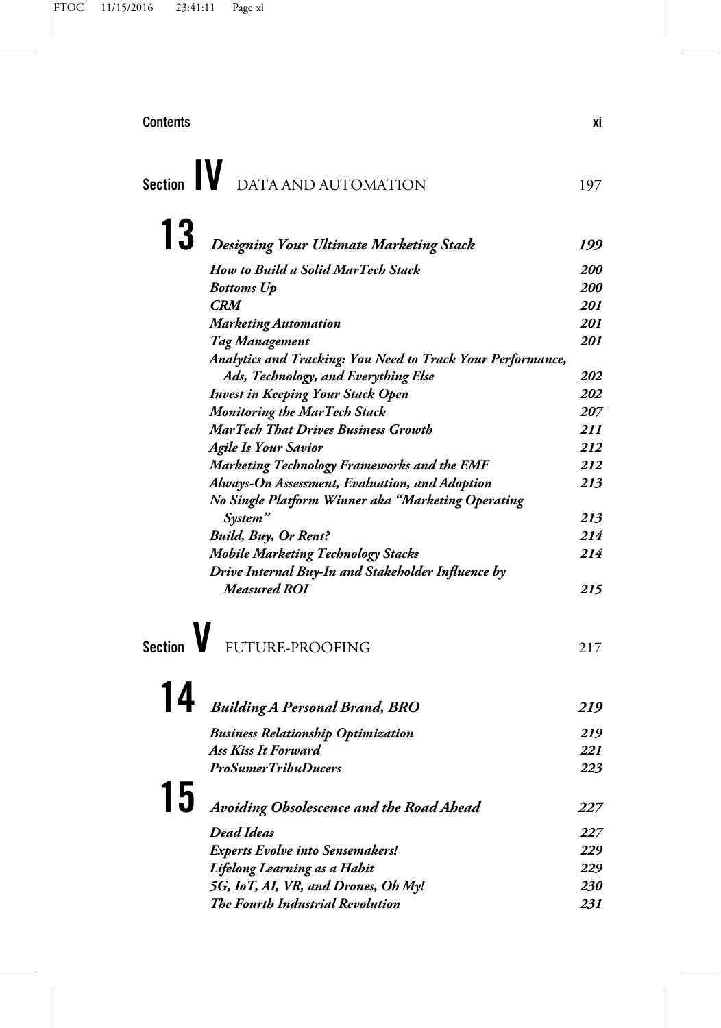# Section IV DATA AND AUTOMATION 197

## 13 *Designing Your Ultimate Marketing Stack* 199

- *How to Build a Solid MarTech Stack* 200
- *Bottoms Up* 200
- *CRM* 201
- *Marketing Automation* 201
- *Tag Management* 201
- *Analytics and Tracking: You Need to Track Your Performance, Ads, Technology, and Everything Else* 202
- *Invest in Keeping Your Stack Open* 202
- *Monitoring the MarTech Stack* 207
- *MarTech That Drives Business Growth* 211
- *Agile Is Your Savior* 212
- *Marketing Technology Frameworks and the EMF* 212
- *Always-On Assessment, Evaluation, and Adoption* 213
- *No Single Platform Winner aka "Marketing Operating System"* 213
- *Build, Buy, Or Rent?* 214
- *Mobile Marketing Technology Stacks* 214
- *Drive Internal Buy-In and Stakeholder Influence by Measured ROI* 215

# Section V FUTURE-PROOFING 217

## 14 *Building A Personal Brand, BRO* 219

- *Business Relationship Optimization* 219
- *Ass Kiss It Forward* 221
- *ProSumerTribuDucers* 223

## 15 *Avoiding Obsolescence and the Road Ahead* 227

- *Dead Ideas* 227
- *Experts Evolve into Sensemakers!* 229
- *Lifelong Learning as a Habit* 229
- *5G, IoT, AI, VR, and Drones, Oh My!* 230
- *The Fourth Industrial Revolution* 231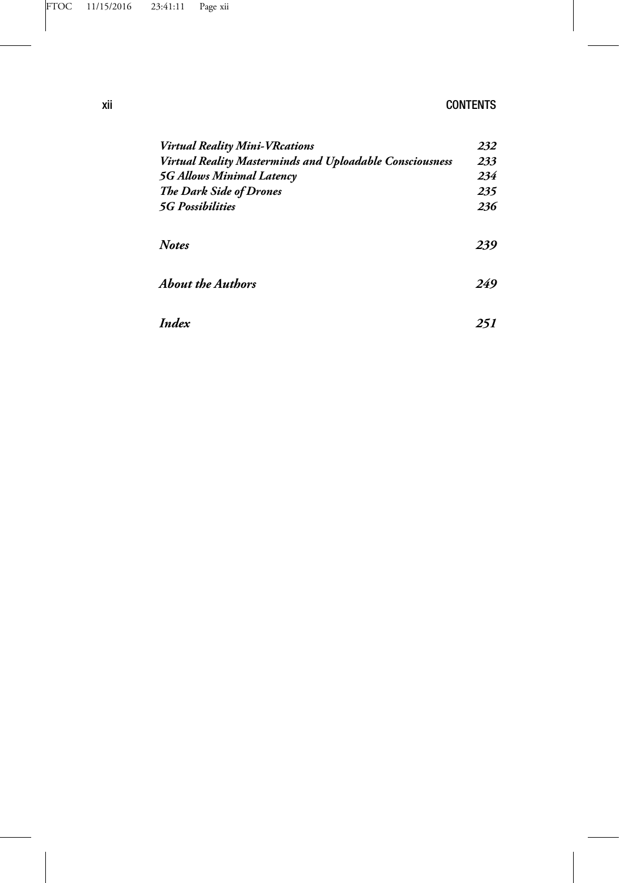*Virtual Reality Mini-VRcations* 232

*Virtual Reality Masterminds and Uploadable Consciousness* 233

*5G Allows Minimal Latency* 234

*The Dark Side of Drones* 235

*5G Possibilities* 236

*Notes* 239

*About the Authors* 249

*Index* 251